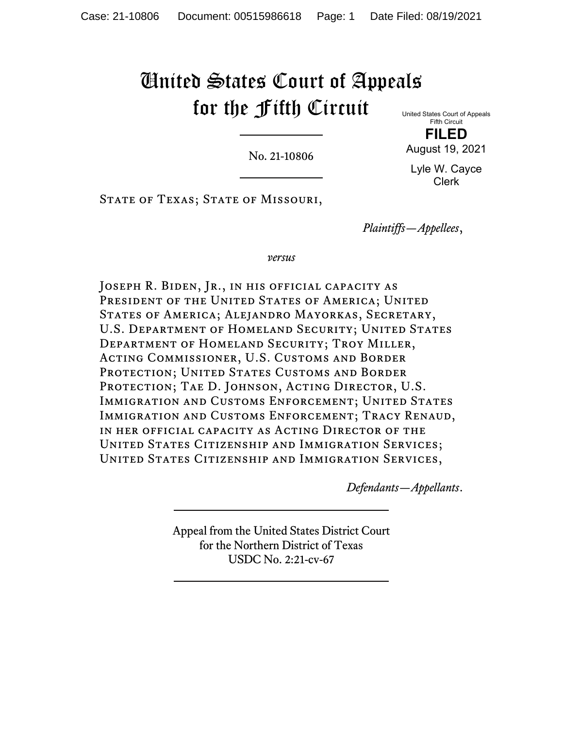# United States Court of Appeals for the Fifth Circuit

United States Court of Appeals
Fifth Circuit

**FILED**

August 19, 2021

Lyle W. Cayce
Clerk

No. 21-10806

State of Texas; State of Missouri,

*Plaintiffs—Appellees*,

*versus*

Joseph R. Biden, Jr., in his official capacity as President of the United States of America; United States of America; Alejandro Mayorkas, Secretary, U.S. Department of Homeland Security; United States Department of Homeland Security; Troy Miller, Acting Commissioner, U.S. Customs and Border Protection; United States Customs and Border Protection; Tae D. Johnson, Acting Director, U.S. Immigration and Customs Enforcement; United States Immigration and Customs Enforcement; Tracy Renaud, in her official capacity as Acting Director of the United States Citizenship and Immigration Services; United States Citizenship and Immigration Services,

*Defendants—Appellants*.

Appeal from the United States District Court
for the Northern District of Texas
USDC No. 2:21-cv-67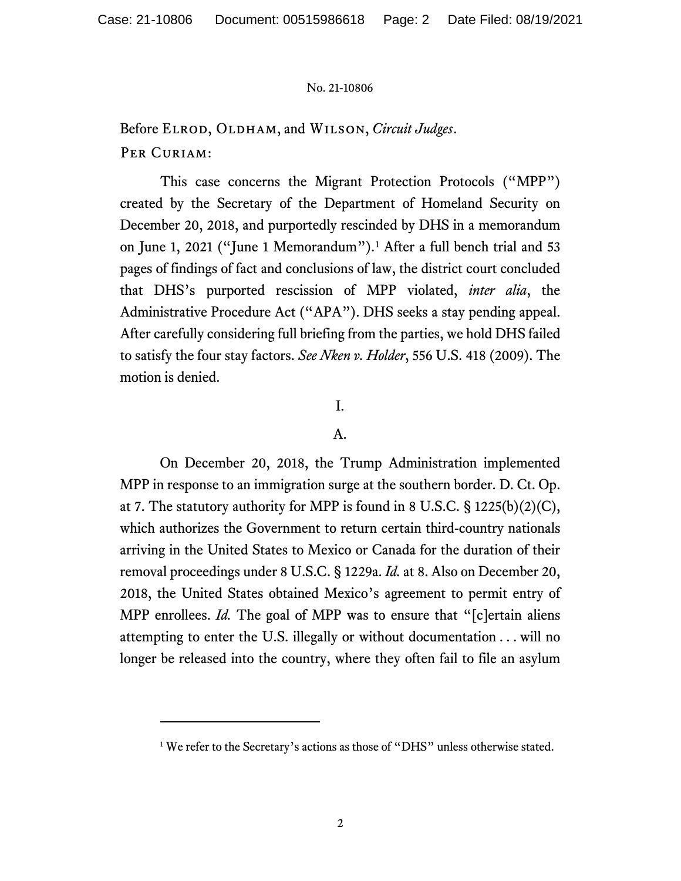Before Elrod, Oldham, and Wilson, *Circuit Judges*.

Per Curiam:

This case concerns the Migrant Protection Protocols ("MPP") created by the Secretary of the Department of Homeland Security on December 20, 2018, and purportedly rescinded by DHS in a memorandum on June 1, 2021 ("June 1 Memorandum").[1] After a full bench trial and 53 pages of findings of fact and conclusions of law, the district court concluded that DHS's purported rescission of MPP violated, *inter alia*, the Administrative Procedure Act ("APA"). DHS seeks a stay pending appeal. After carefully considering full briefing from the parties, we hold DHS failed to satisfy the four stay factors. *See Nken v. Holder*, 556 U.S. 418 (2009). The motion is denied.

## I.

### A.

On December 20, 2018, the Trump Administration implemented MPP in response to an immigration surge at the southern border. D. Ct. Op. at 7. The statutory authority for MPP is found in 8 U.S.C. § 1225(b)(2)(C), which authorizes the Government to return certain third-country nationals arriving in the United States to Mexico or Canada for the duration of their removal proceedings under 8 U.S.C. § 1229a. *Id.* at 8. Also on December 20, 2018, the United States obtained Mexico's agreement to permit entry of MPP enrollees. *Id.* The goal of MPP was to ensure that "[c]ertain aliens attempting to enter the U.S. illegally or without documentation . . . will no longer be released into the country, where they often fail to file an asylum

---

[1] We refer to the Secretary's actions as those of "DHS" unless otherwise stated.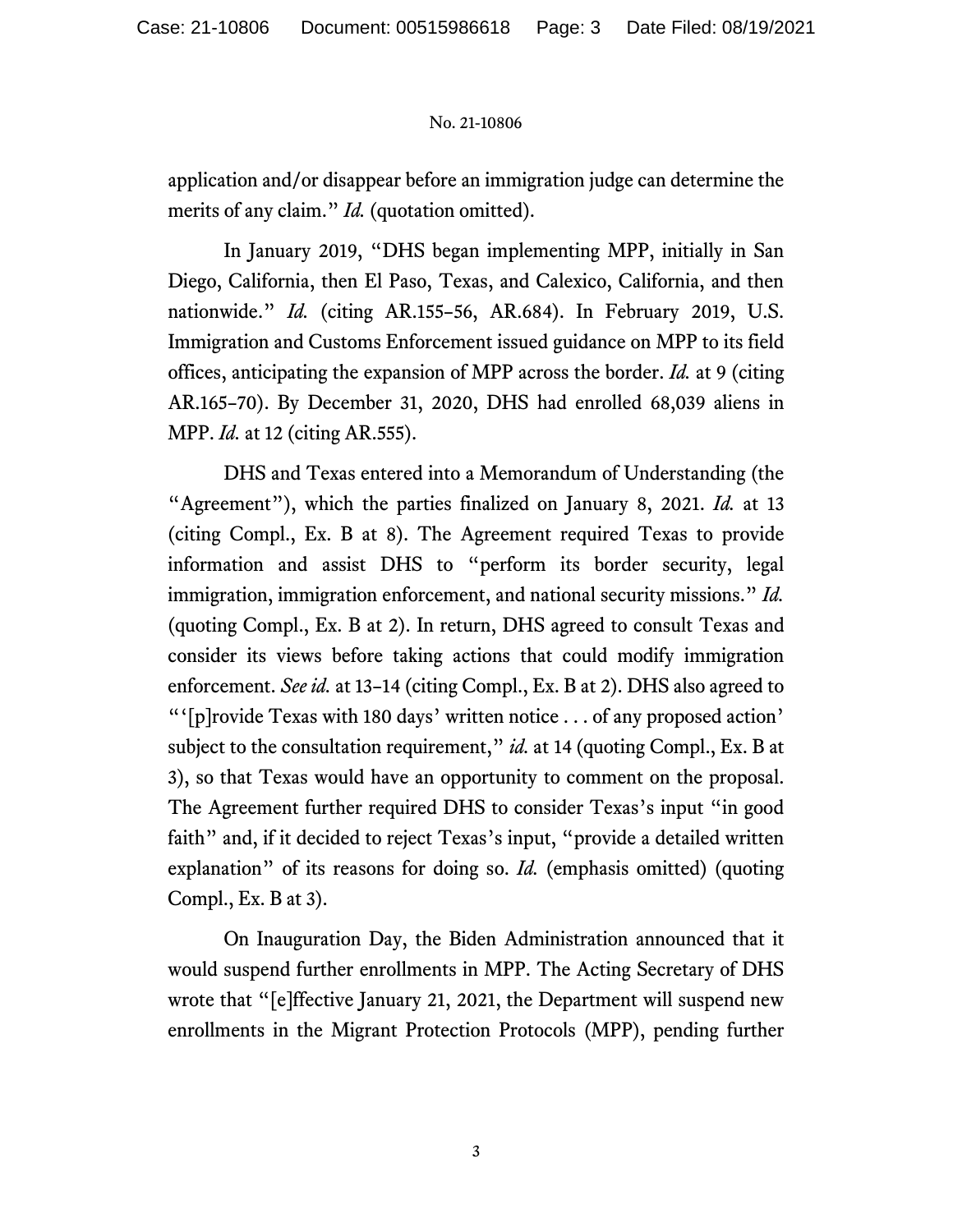application and/or disappear before an immigration judge can determine the merits of any claim." *Id.* (quotation omitted).

In January 2019, "DHS began implementing MPP, initially in San Diego, California, then El Paso, Texas, and Calexico, California, and then nationwide." *Id.* (citing AR.155–56, AR.684). In February 2019, U.S. Immigration and Customs Enforcement issued guidance on MPP to its field offices, anticipating the expansion of MPP across the border. *Id.* at 9 (citing AR.165–70). By December 31, 2020, DHS had enrolled 68,039 aliens in MPP. *Id.* at 12 (citing AR.555).

DHS and Texas entered into a Memorandum of Understanding (the "Agreement"), which the parties finalized on January 8, 2021. *Id.* at 13 (citing Compl., Ex. B at 8). The Agreement required Texas to provide information and assist DHS to "perform its border security, legal immigration, immigration enforcement, and national security missions." *Id.* (quoting Compl., Ex. B at 2). In return, DHS agreed to consult Texas and consider its views before taking actions that could modify immigration enforcement. *See id.* at 13–14 (citing Compl., Ex. B at 2). DHS also agreed to "'[p]rovide Texas with 180 days' written notice . . . of any proposed action' subject to the consultation requirement," *id.* at 14 (quoting Compl., Ex. B at 3), so that Texas would have an opportunity to comment on the proposal. The Agreement further required DHS to consider Texas's input "in good faith" and, if it decided to reject Texas's input, "provide a detailed written explanation" of its reasons for doing so. *Id.* (emphasis omitted) (quoting Compl., Ex. B at 3).

On Inauguration Day, the Biden Administration announced that it would suspend further enrollments in MPP. The Acting Secretary of DHS wrote that "[e]ffective January 21, 2021, the Department will suspend new enrollments in the Migrant Protection Protocols (MPP), pending further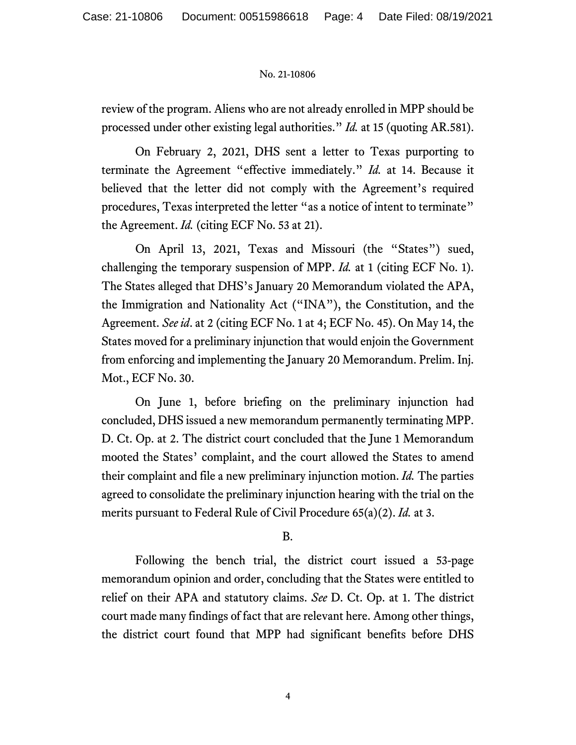review of the program. Aliens who are not already enrolled in MPP should be processed under other existing legal authorities." *Id.* at 15 (quoting AR.581).

On February 2, 2021, DHS sent a letter to Texas purporting to terminate the Agreement "effective immediately." *Id.* at 14. Because it believed that the letter did not comply with the Agreement's required procedures, Texas interpreted the letter "as a notice of intent to terminate" the Agreement. *Id.* (citing ECF No. 53 at 21).

On April 13, 2021, Texas and Missouri (the "States") sued, challenging the temporary suspension of MPP. *Id.* at 1 (citing ECF No. 1). The States alleged that DHS's January 20 Memorandum violated the APA, the Immigration and Nationality Act ("INA"), the Constitution, and the Agreement. *See id*. at 2 (citing ECF No. 1 at 4; ECF No. 45). On May 14, the States moved for a preliminary injunction that would enjoin the Government from enforcing and implementing the January 20 Memorandum. Prelim. Inj. Mot., ECF No. 30.

On June 1, before briefing on the preliminary injunction had concluded, DHS issued a new memorandum permanently terminating MPP. D. Ct. Op. at 2. The district court concluded that the June 1 Memorandum mooted the States' complaint, and the court allowed the States to amend their complaint and file a new preliminary injunction motion. *Id.* The parties agreed to consolidate the preliminary injunction hearing with the trial on the merits pursuant to Federal Rule of Civil Procedure 65(a)(2). *Id.* at 3.

B.

Following the bench trial, the district court issued a 53-page memorandum opinion and order, concluding that the States were entitled to relief on their APA and statutory claims. *See* D. Ct. Op. at 1. The district court made many findings of fact that are relevant here. Among other things, the district court found that MPP had significant benefits before DHS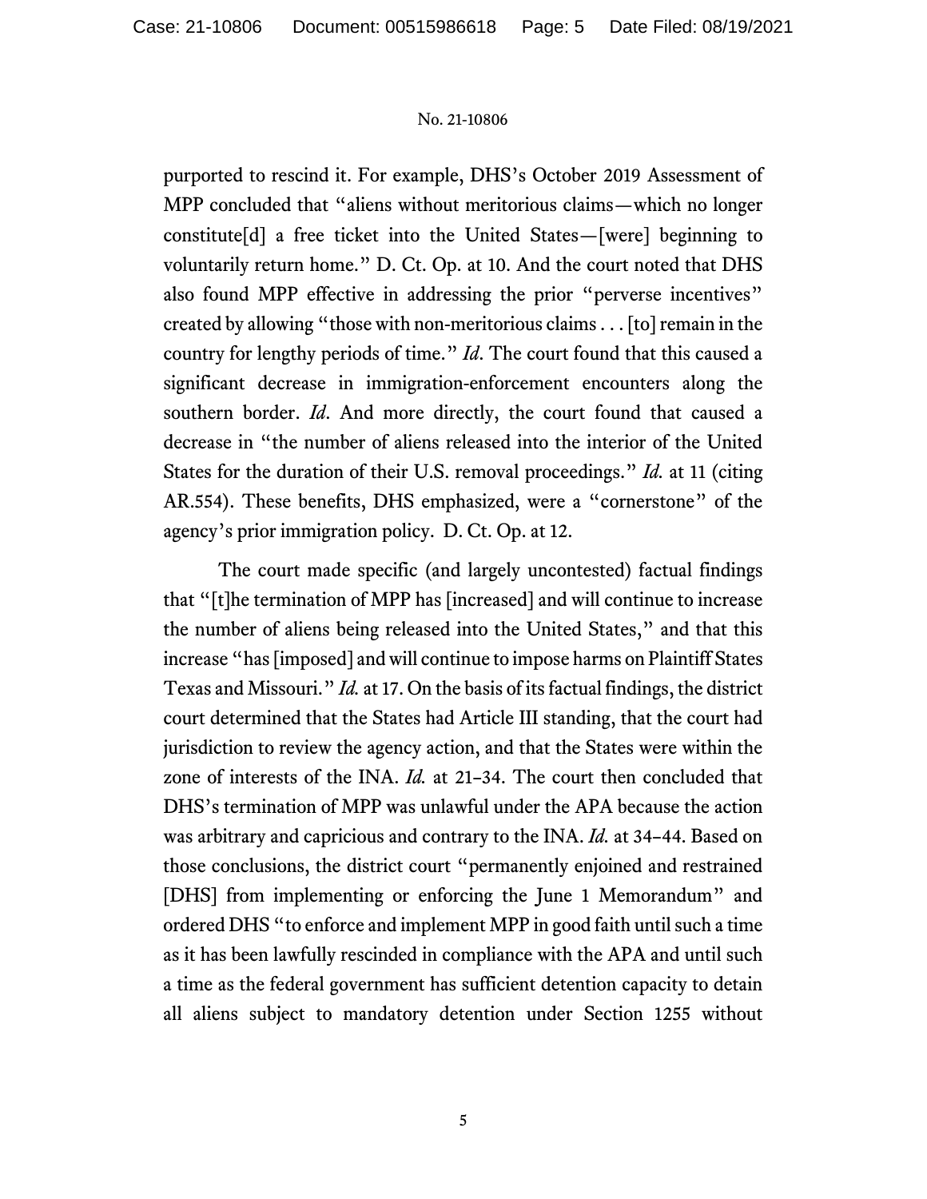purported to rescind it. For example, DHS's October 2019 Assessment of MPP concluded that "aliens without meritorious claims—which no longer constitute[d] a free ticket into the United States—[were] beginning to voluntarily return home." D. Ct. Op. at 10. And the court noted that DHS also found MPP effective in addressing the prior "perverse incentives" created by allowing "those with non-meritorious claims . . . [to] remain in the country for lengthy periods of time." *Id*. The court found that this caused a significant decrease in immigration-enforcement encounters along the southern border. *Id*. And more directly, the court found that caused a decrease in "the number of aliens released into the interior of the United States for the duration of their U.S. removal proceedings." *Id.* at 11 (citing AR.554). These benefits, DHS emphasized, were a "cornerstone" of the agency's prior immigration policy. D. Ct. Op. at 12.

The court made specific (and largely uncontested) factual findings that "[t]he termination of MPP has [increased] and will continue to increase the number of aliens being released into the United States," and that this increase "has [imposed] and will continue to impose harms on Plaintiff States Texas and Missouri." *Id.* at 17. On the basis of its factual findings, the district court determined that the States had Article III standing, that the court had jurisdiction to review the agency action, and that the States were within the zone of interests of the INA. *Id.* at 21–34. The court then concluded that DHS's termination of MPP was unlawful under the APA because the action was arbitrary and capricious and contrary to the INA. *Id.* at 34–44. Based on those conclusions, the district court "permanently enjoined and restrained [DHS] from implementing or enforcing the June 1 Memorandum" and ordered DHS "to enforce and implement MPP in good faith until such a time as it has been lawfully rescinded in compliance with the APA and until such a time as the federal government has sufficient detention capacity to detain all aliens subject to mandatory detention under Section 1255 without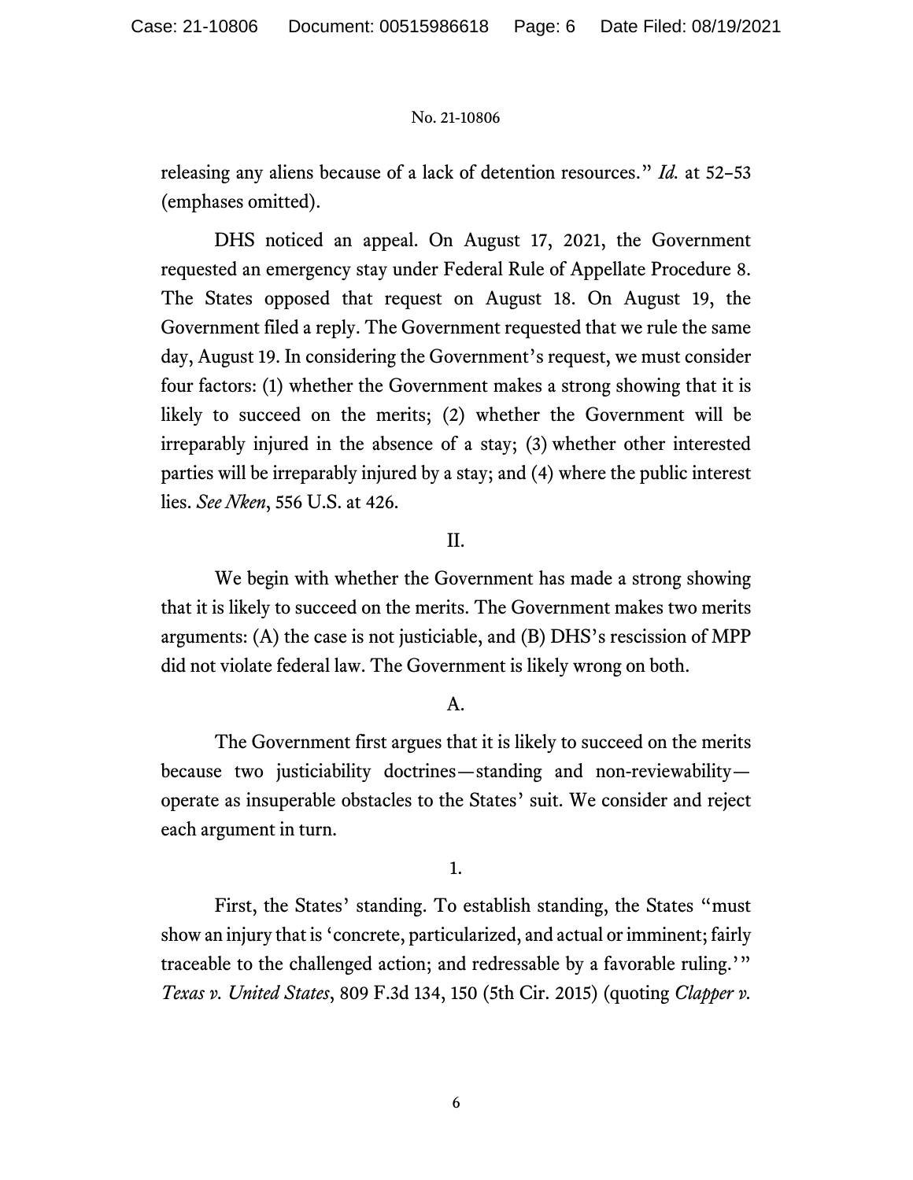releasing any aliens because of a lack of detention resources." *Id.* at 52–53 (emphases omitted).

DHS noticed an appeal. On August 17, 2021, the Government requested an emergency stay under Federal Rule of Appellate Procedure 8. The States opposed that request on August 18. On August 19, the Government filed a reply. The Government requested that we rule the same day, August 19. In considering the Government's request, we must consider four factors: (1) whether the Government makes a strong showing that it is likely to succeed on the merits; (2) whether the Government will be irreparably injured in the absence of a stay; (3) whether other interested parties will be irreparably injured by a stay; and (4) where the public interest lies. *See Nken*, 556 U.S. at 426.

## II.

We begin with whether the Government has made a strong showing that it is likely to succeed on the merits. The Government makes two merits arguments: (A) the case is not justiciable, and (B) DHS's rescission of MPP did not violate federal law. The Government is likely wrong on both.

### A.

The Government first argues that it is likely to succeed on the merits because two justiciability doctrines—standing and non-reviewability—operate as insuperable obstacles to the States' suit. We consider and reject each argument in turn.

#### 1.

First, the States' standing. To establish standing, the States "must show an injury that is 'concrete, particularized, and actual or imminent; fairly traceable to the challenged action; and redressable by a favorable ruling.'" *Texas v. United States*, 809 F.3d 134, 150 (5th Cir. 2015) (quoting *Clapper v.*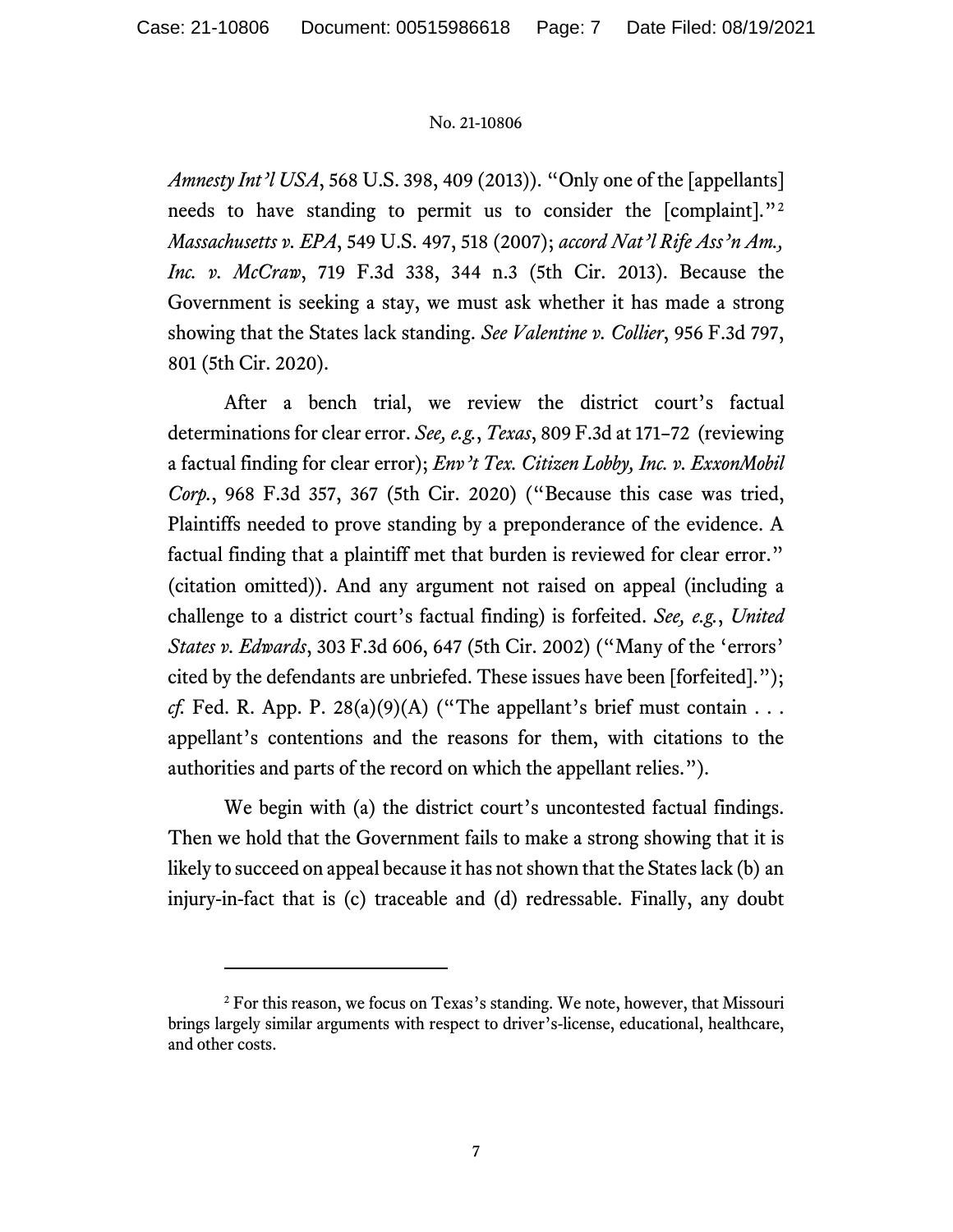*Amnesty Int'l USA*, 568 U.S. 398, 409 (2013)). "Only one of the [appellants] needs to have standing to permit us to consider the [complaint]."[2] *Massachusetts v. EPA*, 549 U.S. 497, 518 (2007); *accord Nat'l Rife Ass'n Am., Inc. v. McCraw*, 719 F.3d 338, 344 n.3 (5th Cir. 2013). Because the Government is seeking a stay, we must ask whether it has made a strong showing that the States lack standing. *See Valentine v. Collier*, 956 F.3d 797, 801 (5th Cir. 2020).

After a bench trial, we review the district court's factual determinations for clear error. *See, e.g.*, *Texas*, 809 F.3d at 171–72 (reviewing a factual finding for clear error); *Env't Tex. Citizen Lobby, Inc. v. ExxonMobil Corp.*, 968 F.3d 357, 367 (5th Cir. 2020) ("Because this case was tried, Plaintiffs needed to prove standing by a preponderance of the evidence. A factual finding that a plaintiff met that burden is reviewed for clear error." (citation omitted)). And any argument not raised on appeal (including a challenge to a district court's factual finding) is forfeited. *See, e.g.*, *United States v. Edwards*, 303 F.3d 606, 647 (5th Cir. 2002) ("Many of the 'errors' cited by the defendants are unbriefed. These issues have been [forfeited]."); *cf.* Fed. R. App. P. 28(a)(9)(A) ("The appellant's brief must contain . . . appellant's contentions and the reasons for them, with citations to the authorities and parts of the record on which the appellant relies.").

We begin with (a) the district court's uncontested factual findings. Then we hold that the Government fails to make a strong showing that it is likely to succeed on appeal because it has not shown that the States lack (b) an injury-in-fact that is (c) traceable and (d) redressable. Finally, any doubt

---

[2] For this reason, we focus on Texas's standing. We note, however, that Missouri brings largely similar arguments with respect to driver's-license, educational, healthcare, and other costs.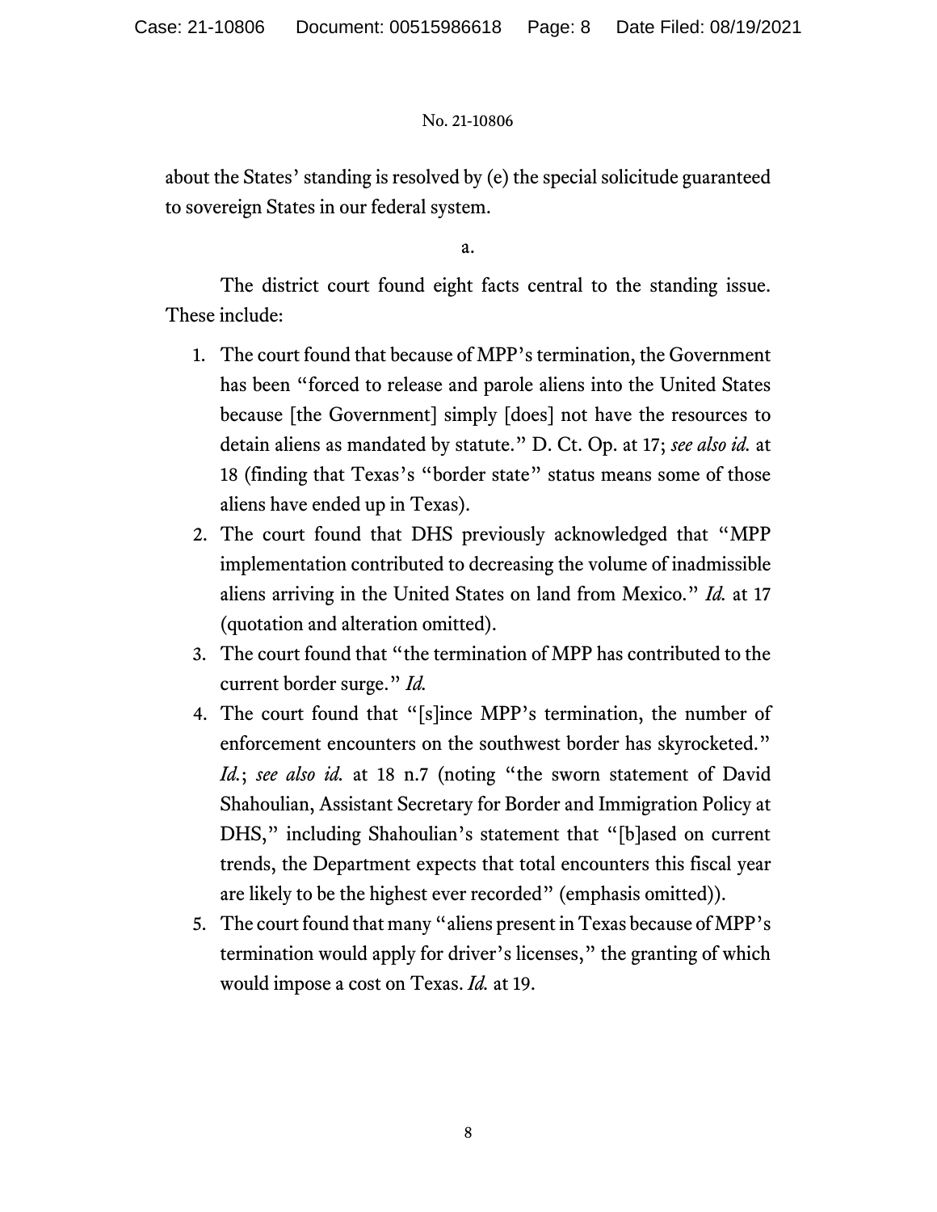about the States' standing is resolved by (e) the special solicitude guaranteed to sovereign States in our federal system.

a.

The district court found eight facts central to the standing issue. These include:

1. The court found that because of MPP's termination, the Government has been "forced to release and parole aliens into the United States because [the Government] simply [does] not have the resources to detain aliens as mandated by statute." D. Ct. Op. at 17; *see also id.* at 18 (finding that Texas's "border state" status means some of those aliens have ended up in Texas).
2. The court found that DHS previously acknowledged that "MPP implementation contributed to decreasing the volume of inadmissible aliens arriving in the United States on land from Mexico." *Id.* at 17 (quotation and alteration omitted).
3. The court found that "the termination of MPP has contributed to the current border surge." *Id.*
4. The court found that "[s]ince MPP's termination, the number of enforcement encounters on the southwest border has skyrocketed." *Id.*; *see also id.* at 18 n.7 (noting "the sworn statement of David Shahoulian, Assistant Secretary for Border and Immigration Policy at DHS," including Shahoulian's statement that "[b]ased on current trends, the Department expects that total encounters this fiscal year are likely to be the highest ever recorded" (emphasis omitted)).
5. The court found that many "aliens present in Texas because of MPP's termination would apply for driver's licenses," the granting of which would impose a cost on Texas. *Id.* at 19.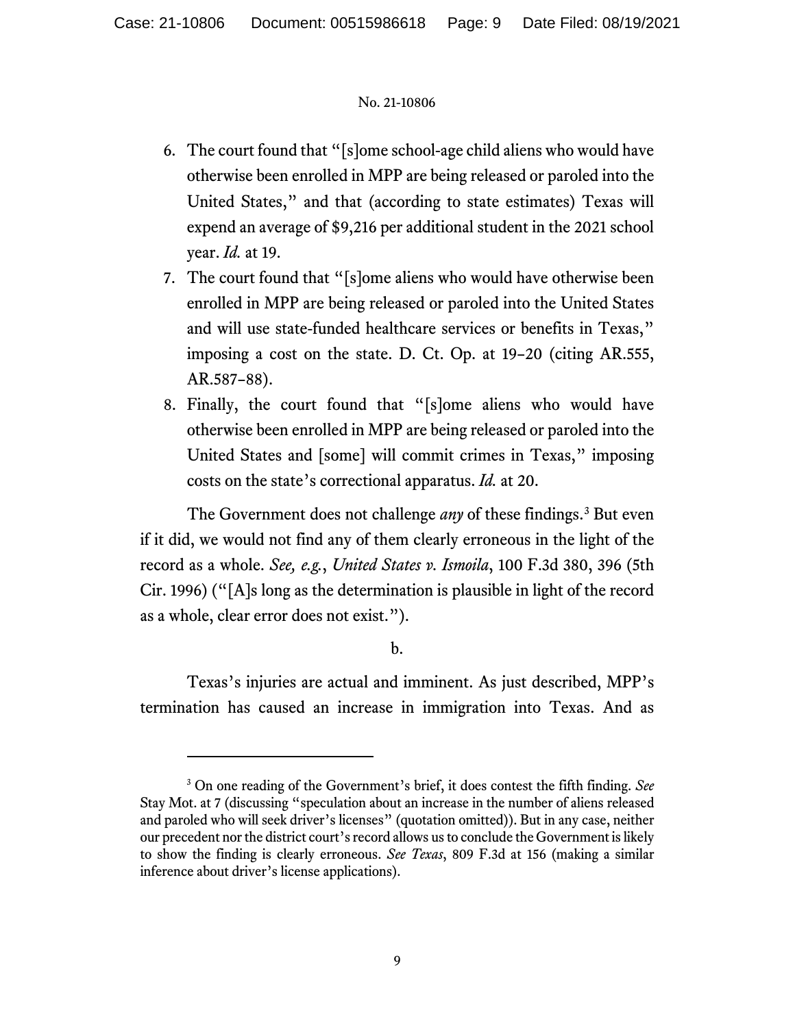6. The court found that "[s]ome school-age child aliens who would have otherwise been enrolled in MPP are being released or paroled into the United States," and that (according to state estimates) Texas will expend an average of $9,216 per additional student in the 2021 school year. *Id.* at 19.
7. The court found that "[s]ome aliens who would have otherwise been enrolled in MPP are being released or paroled into the United States and will use state-funded healthcare services or benefits in Texas," imposing a cost on the state. D. Ct. Op. at 19–20 (citing AR.555, AR.587–88).
8. Finally, the court found that "[s]ome aliens who would have otherwise been enrolled in MPP are being released or paroled into the United States and [some] will commit crimes in Texas," imposing costs on the state's correctional apparatus. *Id.* at 20.

The Government does not challenge *any* of these findings.[3] But even if it did, we would not find any of them clearly erroneous in the light of the record as a whole. *See, e.g.*, *United States v. Ismoila*, 100 F.3d 380, 396 (5th Cir. 1996) ("[A]s long as the determination is plausible in light of the record as a whole, clear error does not exist.").

b.

Texas's injuries are actual and imminent. As just described, MPP's termination has caused an increase in immigration into Texas. And as

---

[3] On one reading of the Government's brief, it does contest the fifth finding. *See* Stay Mot. at 7 (discussing "speculation about an increase in the number of aliens released and paroled who will seek driver's licenses" (quotation omitted)). But in any case, neither our precedent nor the district court's record allows us to conclude the Government is likely to show the finding is clearly erroneous. *See Texas*, 809 F.3d at 156 (making a similar inference about driver's license applications).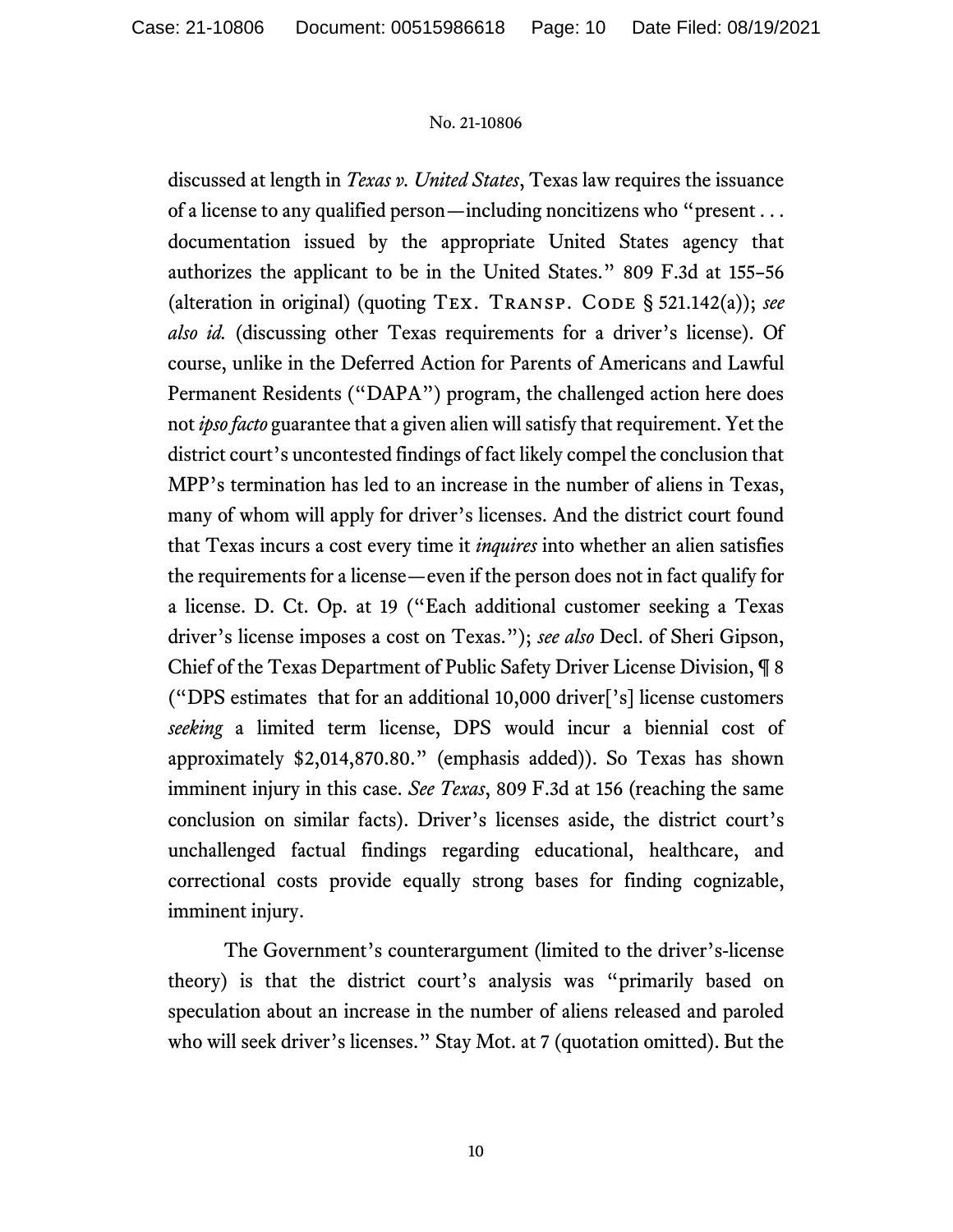discussed at length in *Texas v. United States*, Texas law requires the issuance of a license to any qualified person—including noncitizens who "present . . . documentation issued by the appropriate United States agency that authorizes the applicant to be in the United States." 809 F.3d at 155–56 (alteration in original) (quoting Tex. Transp. Code § 521.142(a)); *see also id.* (discussing other Texas requirements for a driver's license). Of course, unlike in the Deferred Action for Parents of Americans and Lawful Permanent Residents ("DAPA") program, the challenged action here does not *ipso facto* guarantee that a given alien will satisfy that requirement. Yet the district court's uncontested findings of fact likely compel the conclusion that MPP's termination has led to an increase in the number of aliens in Texas, many of whom will apply for driver's licenses. And the district court found that Texas incurs a cost every time it *inquires* into whether an alien satisfies the requirements for a license—even if the person does not in fact qualify for a license. D. Ct. Op. at 19 ("Each additional customer seeking a Texas driver's license imposes a cost on Texas."); *see also* Decl. of Sheri Gipson, Chief of the Texas Department of Public Safety Driver License Division, ¶ 8 ("DPS estimates that for an additional 10,000 driver['s] license customers *seeking* a limited term license, DPS would incur a biennial cost of approximately $2,014,870.80." (emphasis added)). So Texas has shown imminent injury in this case. *See Texas*, 809 F.3d at 156 (reaching the same conclusion on similar facts). Driver's licenses aside, the district court's unchallenged factual findings regarding educational, healthcare, and correctional costs provide equally strong bases for finding cognizable, imminent injury.

The Government's counterargument (limited to the driver's-license theory) is that the district court's analysis was "primarily based on speculation about an increase in the number of aliens released and paroled who will seek driver's licenses." Stay Mot. at 7 (quotation omitted). But the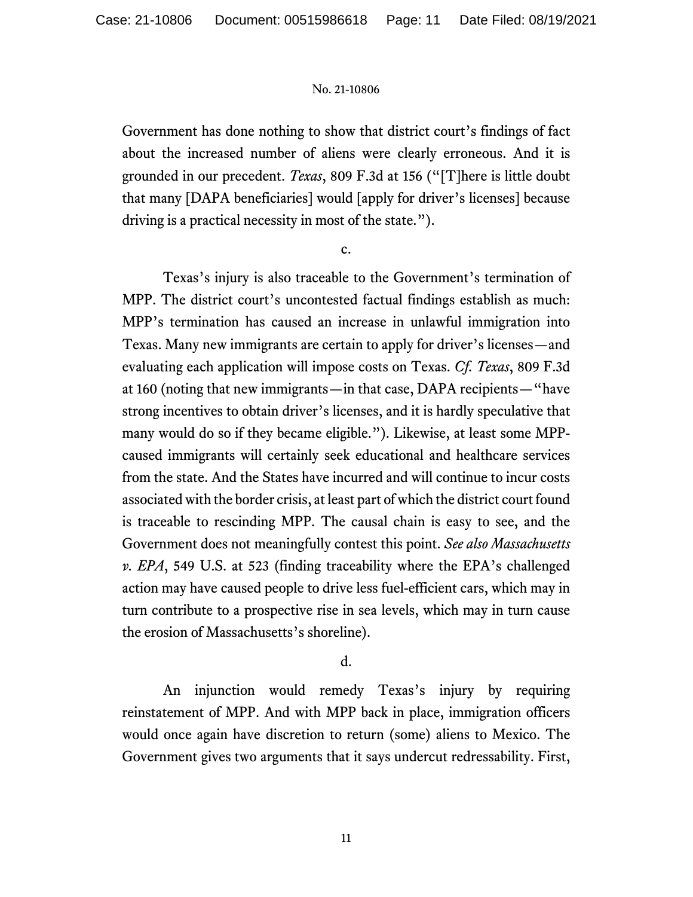Government has done nothing to show that district court's findings of fact about the increased number of aliens were clearly erroneous. And it is grounded in our precedent. *Texas*, 809 F.3d at 156 ("[T]here is little doubt that many [DAPA beneficiaries] would [apply for driver's licenses] because driving is a practical necessity in most of the state.").

c.

Texas's injury is also traceable to the Government's termination of MPP. The district court's uncontested factual findings establish as much: MPP's termination has caused an increase in unlawful immigration into Texas. Many new immigrants are certain to apply for driver's licenses—and evaluating each application will impose costs on Texas. *Cf. Texas*, 809 F.3d at 160 (noting that new immigrants—in that case, DAPA recipients—"have strong incentives to obtain driver's licenses, and it is hardly speculative that many would do so if they became eligible."). Likewise, at least some MPP-caused immigrants will certainly seek educational and healthcare services from the state. And the States have incurred and will continue to incur costs associated with the border crisis, at least part of which the district court found is traceable to rescinding MPP. The causal chain is easy to see, and the Government does not meaningfully contest this point. *See also Massachusetts v. EPA*, 549 U.S. at 523 (finding traceability where the EPA's challenged action may have caused people to drive less fuel-efficient cars, which may in turn contribute to a prospective rise in sea levels, which may in turn cause the erosion of Massachusetts's shoreline).

d.

An injunction would remedy Texas's injury by requiring reinstatement of MPP. And with MPP back in place, immigration officers would once again have discretion to return (some) aliens to Mexico. The Government gives two arguments that it says undercut redressability. First,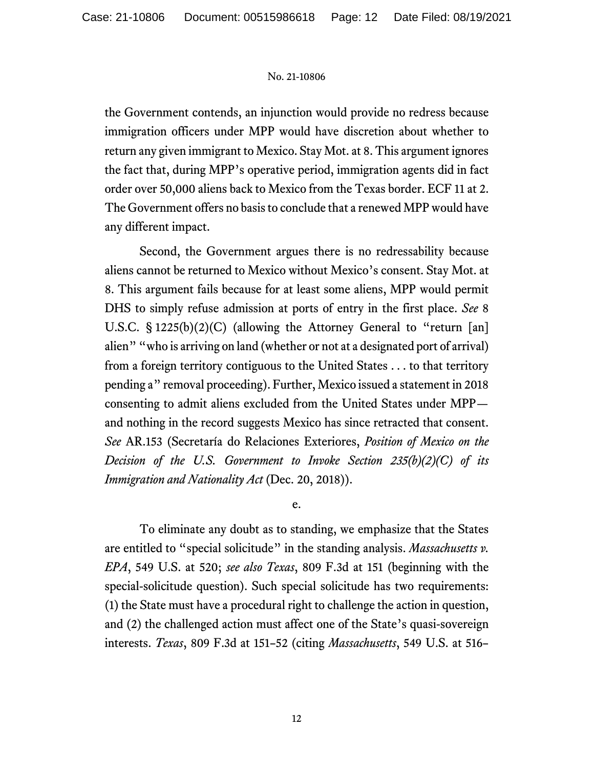the Government contends, an injunction would provide no redress because immigration officers under MPP would have discretion about whether to return any given immigrant to Mexico. Stay Mot. at 8. This argument ignores the fact that, during MPP's operative period, immigration agents did in fact order over 50,000 aliens back to Mexico from the Texas border. ECF 11 at 2. The Government offers no basis to conclude that a renewed MPP would have any different impact.

Second, the Government argues there is no redressability because aliens cannot be returned to Mexico without Mexico's consent. Stay Mot. at 8. This argument fails because for at least some aliens, MPP would permit DHS to simply refuse admission at ports of entry in the first place. *See* 8 U.S.C. § 1225(b)(2)(C) (allowing the Attorney General to "return [an] alien" "who is arriving on land (whether or not at a designated port of arrival) from a foreign territory contiguous to the United States . . . to that territory pending a" removal proceeding). Further, Mexico issued a statement in 2018 consenting to admit aliens excluded from the United States under MPP—and nothing in the record suggests Mexico has since retracted that consent. *See* AR.153 (Secretaría do Relaciones Exteriores, *Position of Mexico on the Decision of the U.S. Government to Invoke Section 235(b)(2)(C) of its Immigration and Nationality Act* (Dec. 20, 2018)).

e.

To eliminate any doubt as to standing, we emphasize that the States are entitled to "special solicitude" in the standing analysis. *Massachusetts v. EPA*, 549 U.S. at 520; *see also Texas*, 809 F.3d at 151 (beginning with the special-solicitude question). Such special solicitude has two requirements: (1) the State must have a procedural right to challenge the action in question, and (2) the challenged action must affect one of the State's quasi-sovereign interests. *Texas*, 809 F.3d at 151–52 (citing *Massachusetts*, 549 U.S. at 516–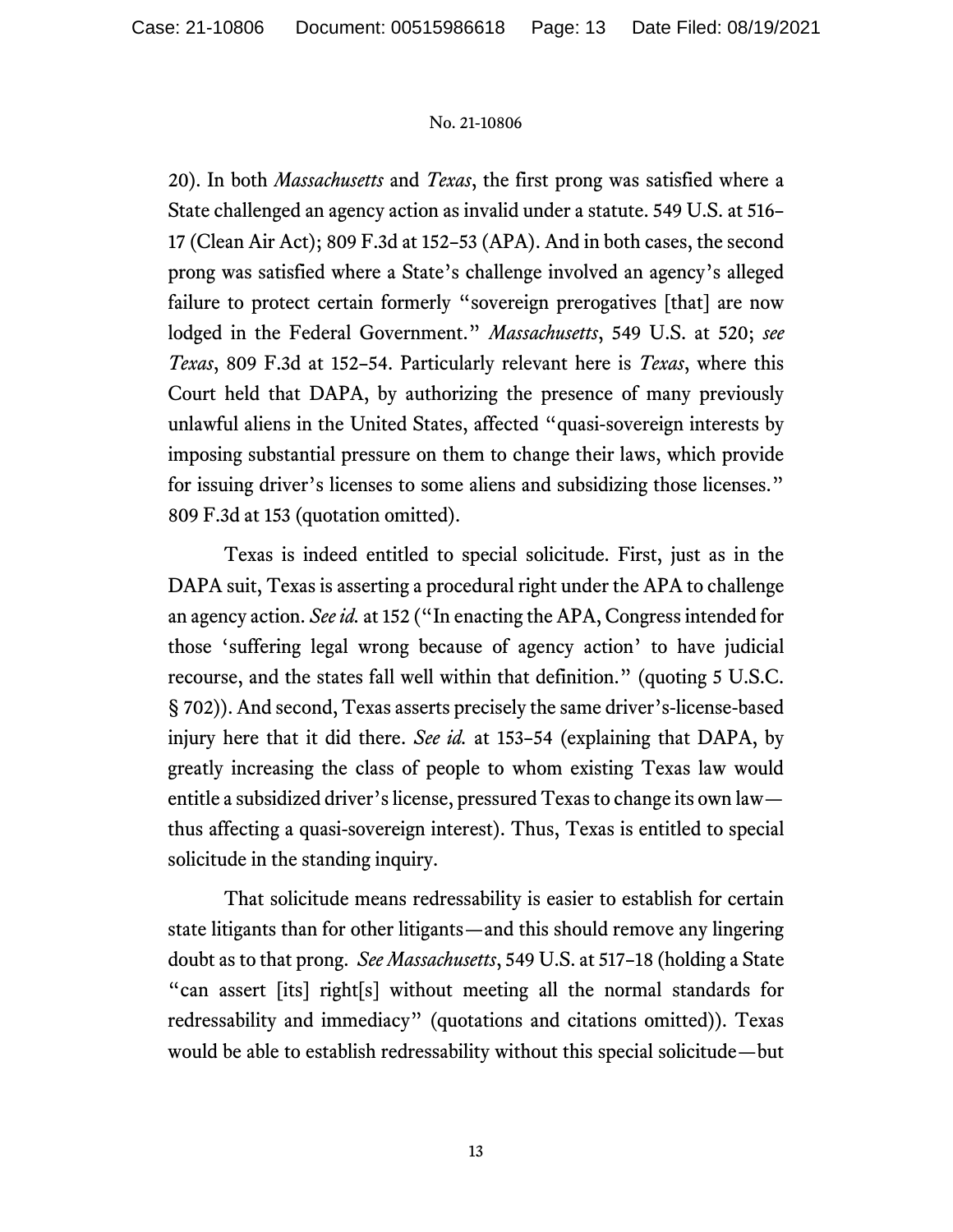20). In both *Massachusetts* and *Texas*, the first prong was satisfied where a State challenged an agency action as invalid under a statute. 549 U.S. at 516–17 (Clean Air Act); 809 F.3d at 152–53 (APA). And in both cases, the second prong was satisfied where a State's challenge involved an agency's alleged failure to protect certain formerly "sovereign prerogatives [that] are now lodged in the Federal Government." *Massachusetts*, 549 U.S. at 520; *see Texas*, 809 F.3d at 152–54. Particularly relevant here is *Texas*, where this Court held that DAPA, by authorizing the presence of many previously unlawful aliens in the United States, affected "quasi-sovereign interests by imposing substantial pressure on them to change their laws, which provide for issuing driver's licenses to some aliens and subsidizing those licenses." 809 F.3d at 153 (quotation omitted).

Texas is indeed entitled to special solicitude. First, just as in the DAPA suit, Texas is asserting a procedural right under the APA to challenge an agency action. *See id.* at 152 ("In enacting the APA, Congress intended for those 'suffering legal wrong because of agency action' to have judicial recourse, and the states fall well within that definition." (quoting 5 U.S.C. § 702)). And second, Texas asserts precisely the same driver's-license-based injury here that it did there. *See id.* at 153–54 (explaining that DAPA, by greatly increasing the class of people to whom existing Texas law would entitle a subsidized driver's license, pressured Texas to change its own law—thus affecting a quasi-sovereign interest). Thus, Texas is entitled to special solicitude in the standing inquiry.

That solicitude means redressability is easier to establish for certain state litigants than for other litigants—and this should remove any lingering doubt as to that prong. *See Massachusetts*, 549 U.S. at 517–18 (holding a State "can assert [its] right[s] without meeting all the normal standards for redressability and immediacy" (quotations and citations omitted)). Texas would be able to establish redressability without this special solicitude—but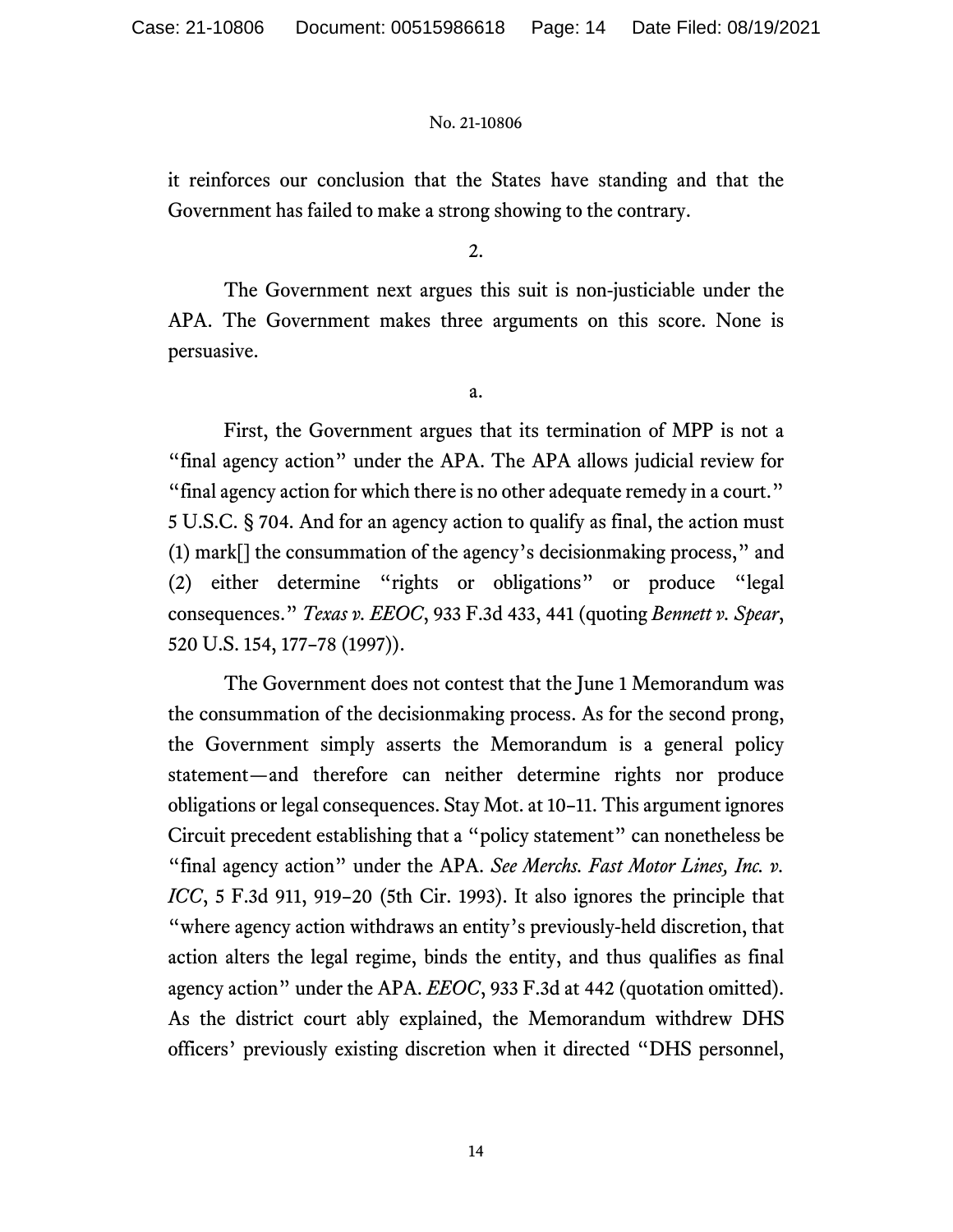it reinforces our conclusion that the States have standing and that the Government has failed to make a strong showing to the contrary.

2.

The Government next argues this suit is non-justiciable under the APA. The Government makes three arguments on this score. None is persuasive.

a.

First, the Government argues that its termination of MPP is not a "final agency action" under the APA. The APA allows judicial review for "final agency action for which there is no other adequate remedy in a court." 5 U.S.C. § 704. And for an agency action to qualify as final, the action must (1) mark[] the consummation of the agency's decisionmaking process," and (2) either determine "rights or obligations" or produce "legal consequences." *Texas v. EEOC*, 933 F.3d 433, 441 (quoting *Bennett v. Spear*, 520 U.S. 154, 177–78 (1997)).

The Government does not contest that the June 1 Memorandum was the consummation of the decisionmaking process. As for the second prong, the Government simply asserts the Memorandum is a general policy statement—and therefore can neither determine rights nor produce obligations or legal consequences. Stay Mot. at 10–11. This argument ignores Circuit precedent establishing that a "policy statement" can nonetheless be "final agency action" under the APA. *See Merchs. Fast Motor Lines, Inc. v. ICC*, 5 F.3d 911, 919–20 (5th Cir. 1993). It also ignores the principle that "where agency action withdraws an entity's previously-held discretion, that action alters the legal regime, binds the entity, and thus qualifies as final agency action" under the APA. *EEOC*, 933 F.3d at 442 (quotation omitted). As the district court ably explained, the Memorandum withdrew DHS officers' previously existing discretion when it directed "DHS personnel,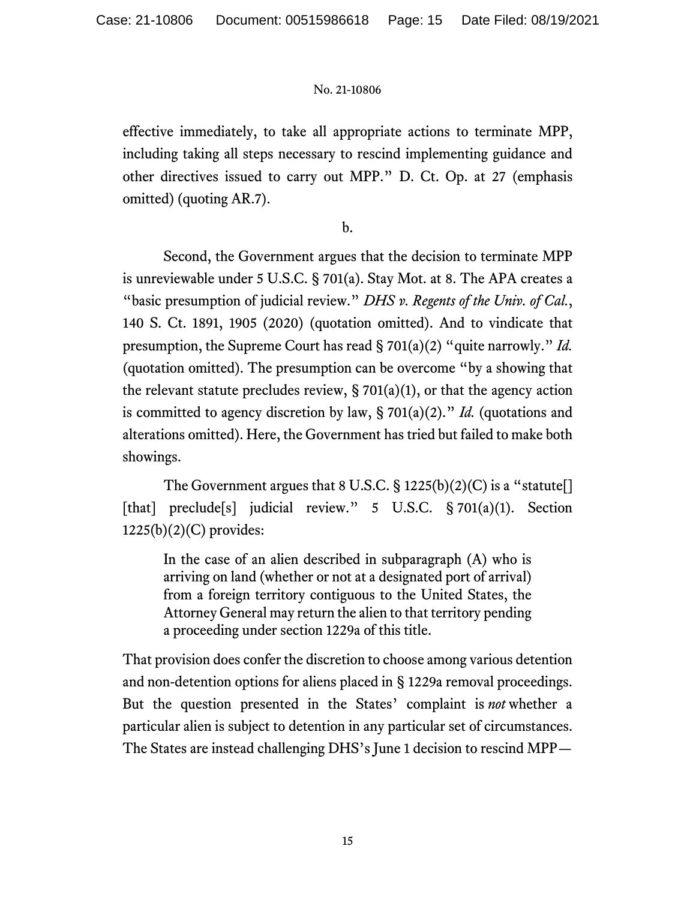effective immediately, to take all appropriate actions to terminate MPP, including taking all steps necessary to rescind implementing guidance and other directives issued to carry out MPP." D. Ct. Op. at 27 (emphasis omitted) (quoting AR.7).

b.

Second, the Government argues that the decision to terminate MPP is unreviewable under 5 U.S.C. § 701(a). Stay Mot. at 8. The APA creates a "basic presumption of judicial review." *DHS v. Regents of the Univ. of Cal.*, 140 S. Ct. 1891, 1905 (2020) (quotation omitted). And to vindicate that presumption, the Supreme Court has read § 701(a)(2) "quite narrowly." *Id.* (quotation omitted). The presumption can be overcome "by a showing that the relevant statute precludes review, § 701(a)(1), or that the agency action is committed to agency discretion by law, § 701(a)(2)." *Id.* (quotations and alterations omitted). Here, the Government has tried but failed to make both showings.

The Government argues that 8 U.S.C. § 1225(b)(2)(C) is a "statute[] [that] preclude[s] judicial review." 5 U.S.C. § 701(a)(1). Section 1225(b)(2)(C) provides:

> In the case of an alien described in subparagraph (A) who is arriving on land (whether or not at a designated port of arrival) from a foreign territory contiguous to the United States, the Attorney General may return the alien to that territory pending a proceeding under section 1229a of this title.

That provision does confer the discretion to choose among various detention and non-detention options for aliens placed in § 1229a removal proceedings. But the question presented in the States' complaint is *not* whether a particular alien is subject to detention in any particular set of circumstances. The States are instead challenging DHS's June 1 decision to rescind MPP—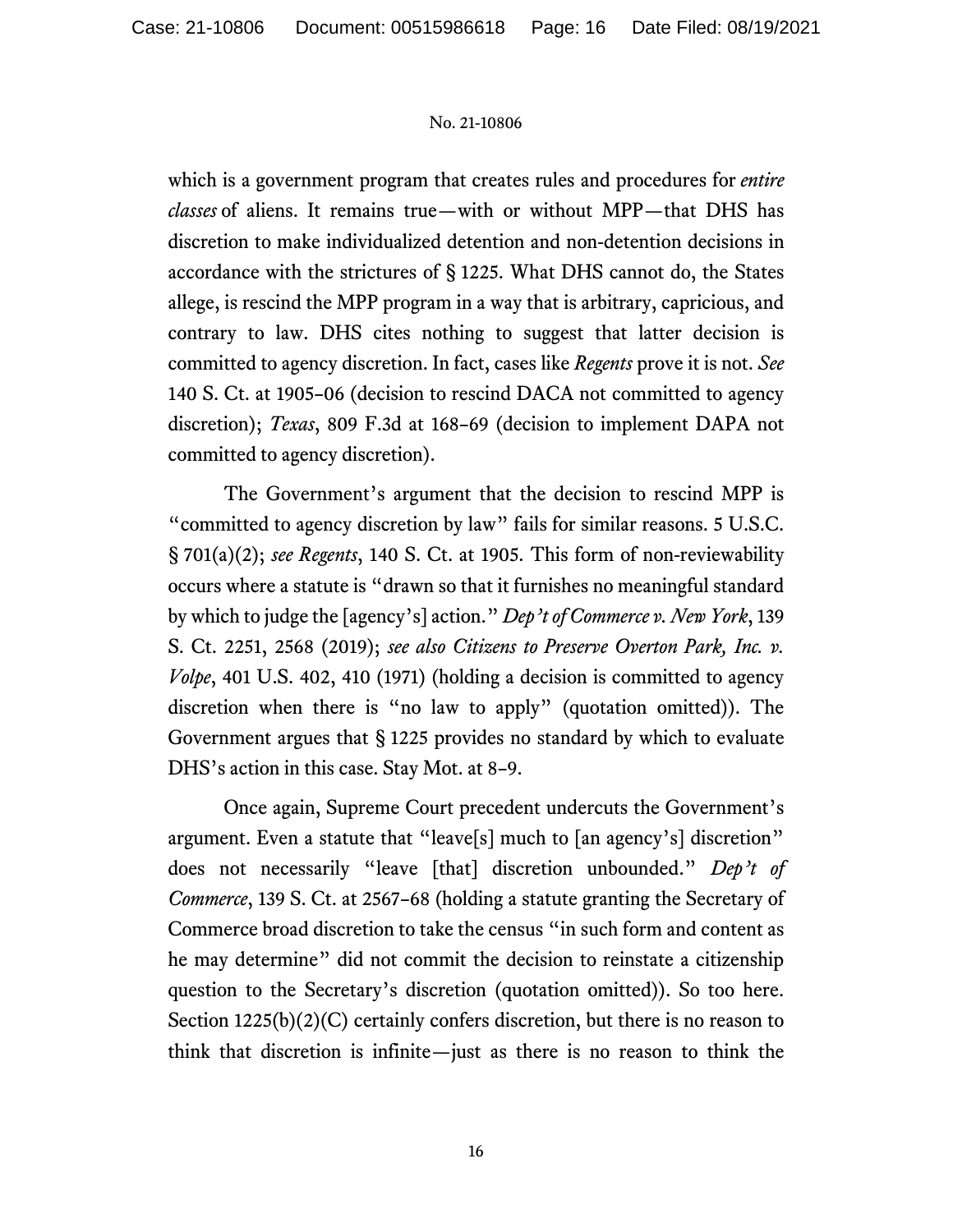which is a government program that creates rules and procedures for *entire classes* of aliens. It remains true—with or without MPP—that DHS has discretion to make individualized detention and non-detention decisions in accordance with the strictures of § 1225. What DHS cannot do, the States allege, is rescind the MPP program in a way that is arbitrary, capricious, and contrary to law. DHS cites nothing to suggest that latter decision is committed to agency discretion. In fact, cases like *Regents* prove it is not. *See* 140 S. Ct. at 1905–06 (decision to rescind DACA not committed to agency discretion); *Texas*, 809 F.3d at 168–69 (decision to implement DAPA not committed to agency discretion).

The Government's argument that the decision to rescind MPP is "committed to agency discretion by law" fails for similar reasons. 5 U.S.C. § 701(a)(2); *see Regents*, 140 S. Ct. at 1905. This form of non-reviewability occurs where a statute is "drawn so that it furnishes no meaningful standard by which to judge the [agency's] action." *Dep't of Commerce v. New York*, 139 S. Ct. 2251, 2568 (2019); *see also Citizens to Preserve Overton Park, Inc. v. Volpe*, 401 U.S. 402, 410 (1971) (holding a decision is committed to agency discretion when there is "no law to apply" (quotation omitted)). The Government argues that § 1225 provides no standard by which to evaluate DHS's action in this case. Stay Mot. at 8–9.

Once again, Supreme Court precedent undercuts the Government's argument. Even a statute that "leave[s] much to [an agency's] discretion" does not necessarily "leave [that] discretion unbounded." *Dep't of Commerce*, 139 S. Ct. at 2567–68 (holding a statute granting the Secretary of Commerce broad discretion to take the census "in such form and content as he may determine" did not commit the decision to reinstate a citizenship question to the Secretary's discretion (quotation omitted)). So too here. Section 1225(b)(2)(C) certainly confers discretion, but there is no reason to think that discretion is infinite—just as there is no reason to think the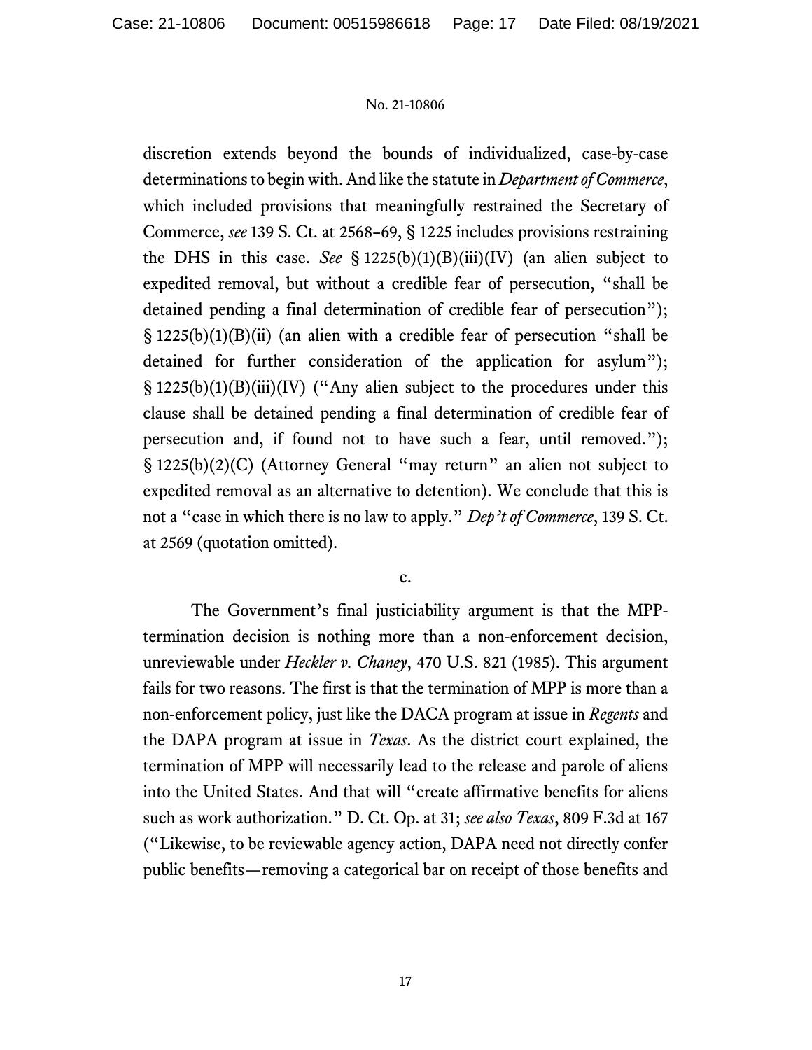discretion extends beyond the bounds of individualized, case-by-case determinations to begin with. And like the statute in *Department of Commerce*, which included provisions that meaningfully restrained the Secretary of Commerce, *see* 139 S. Ct. at 2568–69, § 1225 includes provisions restraining the DHS in this case. *See* § 1225(b)(1)(B)(iii)(IV) (an alien subject to expedited removal, but without a credible fear of persecution, "shall be detained pending a final determination of credible fear of persecution"); § 1225(b)(1)(B)(ii) (an alien with a credible fear of persecution "shall be detained for further consideration of the application for asylum"); § 1225(b)(1)(B)(iii)(IV) ("Any alien subject to the procedures under this clause shall be detained pending a final determination of credible fear of persecution and, if found not to have such a fear, until removed."); § 1225(b)(2)(C) (Attorney General "may return" an alien not subject to expedited removal as an alternative to detention). We conclude that this is not a "case in which there is no law to apply." *Dep't of Commerce*, 139 S. Ct. at 2569 (quotation omitted).

c.

The Government's final justiciability argument is that the MPP-termination decision is nothing more than a non-enforcement decision, unreviewable under *Heckler v. Chaney*, 470 U.S. 821 (1985). This argument fails for two reasons. The first is that the termination of MPP is more than a non-enforcement policy, just like the DACA program at issue in *Regents* and the DAPA program at issue in *Texas*. As the district court explained, the termination of MPP will necessarily lead to the release and parole of aliens into the United States. And that will "create affirmative benefits for aliens such as work authorization." D. Ct. Op. at 31; *see also Texas*, 809 F.3d at 167 ("Likewise, to be reviewable agency action, DAPA need not directly confer public benefits—removing a categorical bar on receipt of those benefits and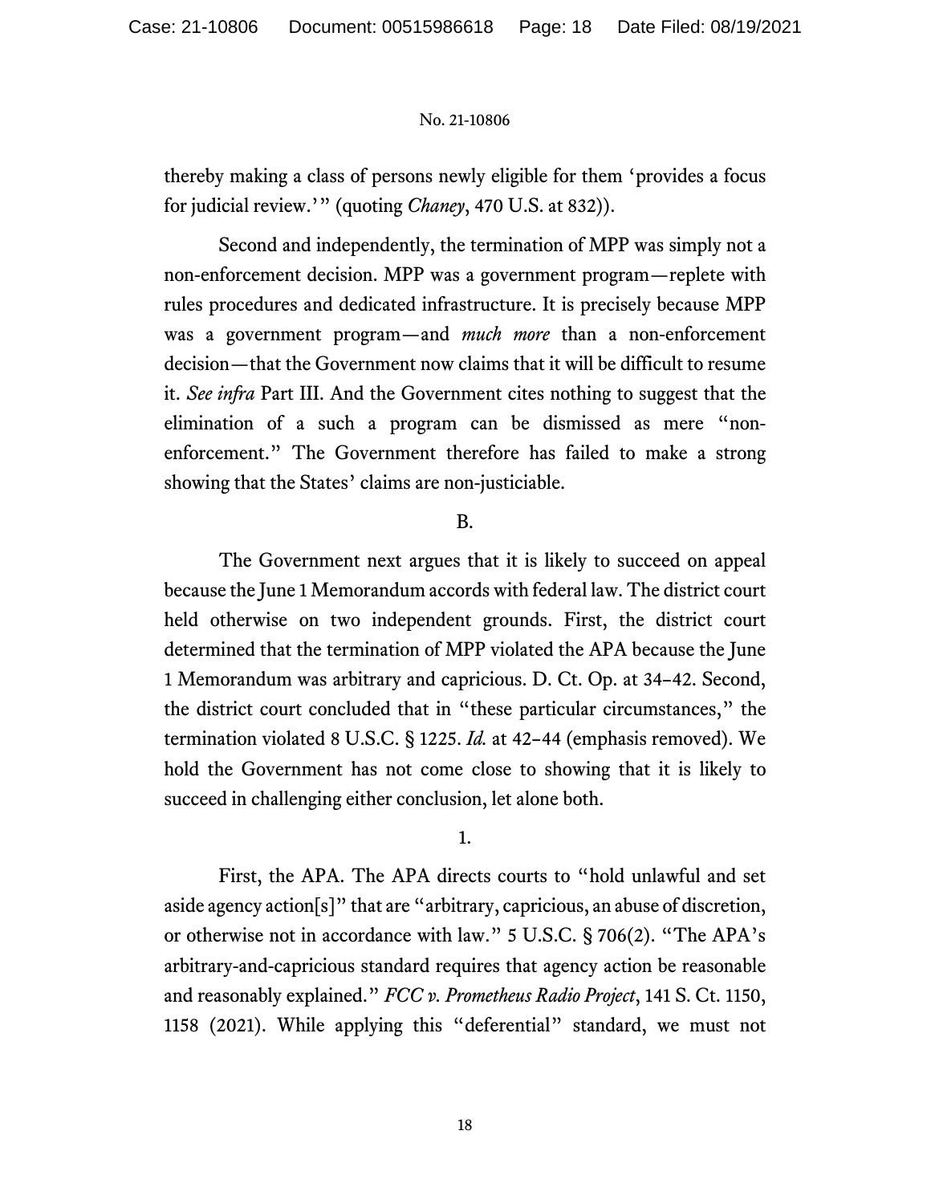thereby making a class of persons newly eligible for them 'provides a focus for judicial review.'" (quoting *Chaney*, 470 U.S. at 832)).

Second and independently, the termination of MPP was simply not a non-enforcement decision. MPP was a government program—replete with rules procedures and dedicated infrastructure. It is precisely because MPP was a government program—and *much more* than a non-enforcement decision—that the Government now claims that it will be difficult to resume it. *See infra* Part III. And the Government cites nothing to suggest that the elimination of a such a program can be dismissed as mere "non-enforcement." The Government therefore has failed to make a strong showing that the States' claims are non-justiciable.

B.

The Government next argues that it is likely to succeed on appeal because the June 1 Memorandum accords with federal law. The district court held otherwise on two independent grounds. First, the district court determined that the termination of MPP violated the APA because the June 1 Memorandum was arbitrary and capricious. D. Ct. Op. at 34–42. Second, the district court concluded that in "these particular circumstances," the termination violated 8 U.S.C. § 1225. *Id.* at 42–44 (emphasis removed). We hold the Government has not come close to showing that it is likely to succeed in challenging either conclusion, let alone both.

1.

First, the APA. The APA directs courts to "hold unlawful and set aside agency action[s]" that are "arbitrary, capricious, an abuse of discretion, or otherwise not in accordance with law." 5 U.S.C. § 706(2). "The APA's arbitrary-and-capricious standard requires that agency action be reasonable and reasonably explained." *FCC v. Prometheus Radio Project*, 141 S. Ct. 1150, 1158 (2021). While applying this "deferential" standard, we must not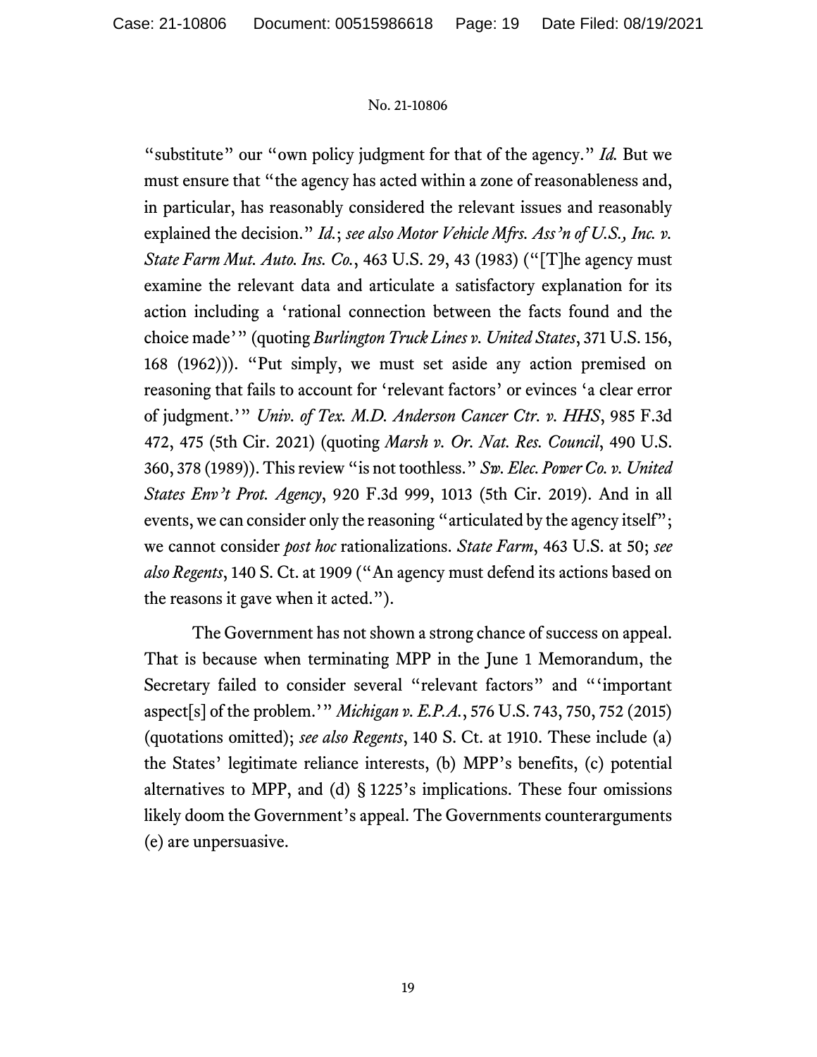"substitute" our "own policy judgment for that of the agency." *Id.* But we must ensure that "the agency has acted within a zone of reasonableness and, in particular, has reasonably considered the relevant issues and reasonably explained the decision." *Id.*; *see also Motor Vehicle Mfrs. Ass'n of U.S., Inc. v. State Farm Mut. Auto. Ins. Co.*, 463 U.S. 29, 43 (1983) ("[T]he agency must examine the relevant data and articulate a satisfactory explanation for its action including a 'rational connection between the facts found and the choice made'" (quoting *Burlington Truck Lines v. United States*, 371 U.S. 156, 168 (1962))). "Put simply, we must set aside any action premised on reasoning that fails to account for 'relevant factors' or evinces 'a clear error of judgment.'" *Univ. of Tex. M.D. Anderson Cancer Ctr. v. HHS*, 985 F.3d 472, 475 (5th Cir. 2021) (quoting *Marsh v. Or. Nat. Res. Council*, 490 U.S. 360, 378 (1989)). This review "is not toothless." *Sw. Elec. Power Co. v. United States Env't Prot. Agency*, 920 F.3d 999, 1013 (5th Cir. 2019). And in all events, we can consider only the reasoning "articulated by the agency itself"; we cannot consider *post hoc* rationalizations. *State Farm*, 463 U.S. at 50; *see also Regents*, 140 S. Ct. at 1909 ("An agency must defend its actions based on the reasons it gave when it acted.").

The Government has not shown a strong chance of success on appeal. That is because when terminating MPP in the June 1 Memorandum, the Secretary failed to consider several "relevant factors" and "'important aspect[s] of the problem.'" *Michigan v. E.P.A.*, 576 U.S. 743, 750, 752 (2015) (quotations omitted); *see also Regents*, 140 S. Ct. at 1910. These include (a) the States' legitimate reliance interests, (b) MPP's benefits, (c) potential alternatives to MPP, and (d) § 1225's implications. These four omissions likely doom the Government's appeal. The Governments counterarguments (e) are unpersuasive.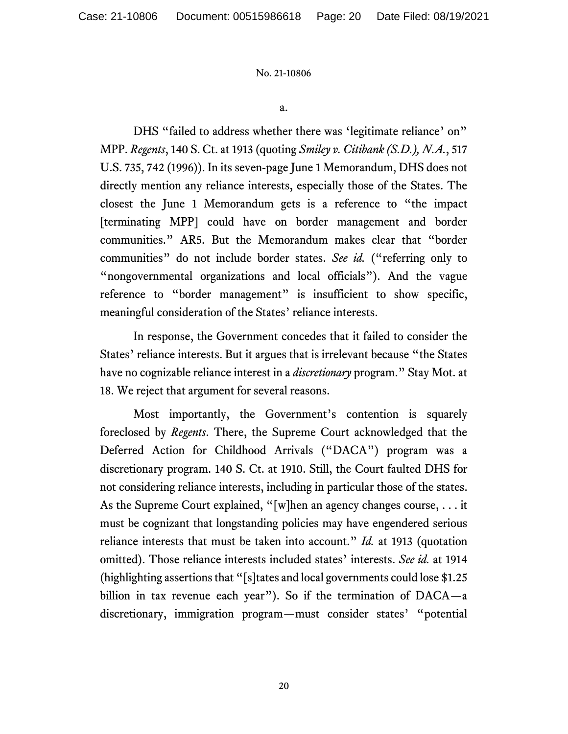a.

DHS "failed to address whether there was 'legitimate reliance' on" MPP. *Regents*, 140 S. Ct. at 1913 (quoting *Smiley v. Citibank (S.D.), N.A.*, 517 U.S. 735, 742 (1996)). In its seven-page June 1 Memorandum, DHS does not directly mention any reliance interests, especially those of the States. The closest the June 1 Memorandum gets is a reference to "the impact [terminating MPP] could have on border management and border communities." AR5. But the Memorandum makes clear that "border communities" do not include border states. *See id.* ("referring only to "nongovernmental organizations and local officials"). And the vague reference to "border management" is insufficient to show specific, meaningful consideration of the States' reliance interests.

In response, the Government concedes that it failed to consider the States' reliance interests. But it argues that is irrelevant because "the States have no cognizable reliance interest in a *discretionary* program." Stay Mot. at 18. We reject that argument for several reasons.

Most importantly, the Government's contention is squarely foreclosed by *Regents*. There, the Supreme Court acknowledged that the Deferred Action for Childhood Arrivals ("DACA") program was a discretionary program. 140 S. Ct. at 1910. Still, the Court faulted DHS for not considering reliance interests, including in particular those of the states. As the Supreme Court explained, "[w]hen an agency changes course, . . . it must be cognizant that longstanding policies may have engendered serious reliance interests that must be taken into account." *Id.* at 1913 (quotation omitted). Those reliance interests included states' interests. *See id.* at 1914 (highlighting assertions that "[s]tates and local governments could lose $1.25 billion in tax revenue each year"). So if the termination of DACA—a discretionary, immigration program—must consider states' "potential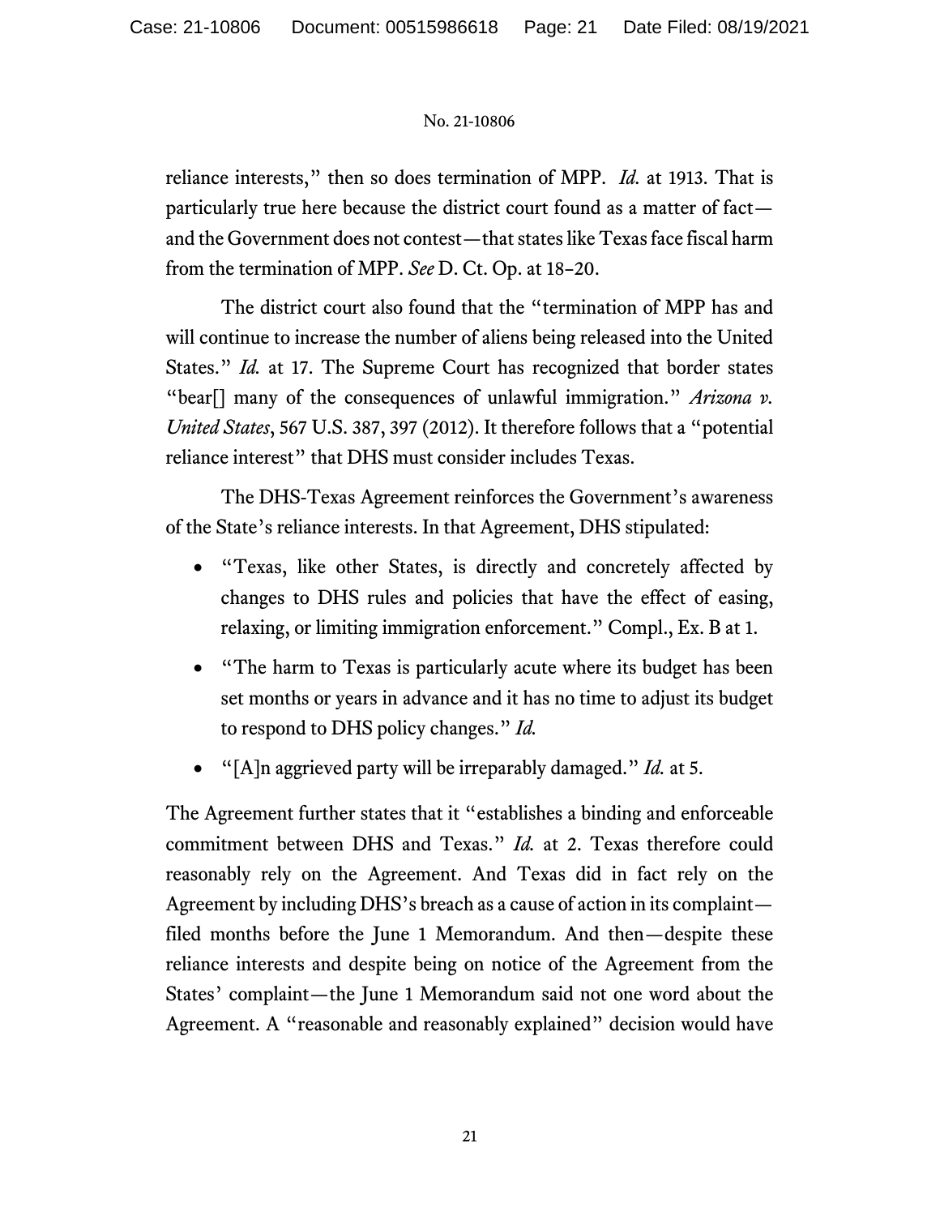reliance interests," then so does termination of MPP. *Id.* at 1913. That is particularly true here because the district court found as a matter of fact—and the Government does not contest—that states like Texas face fiscal harm from the termination of MPP. *See* D. Ct. Op. at 18–20.

The district court also found that the "termination of MPP has and will continue to increase the number of aliens being released into the United States." *Id.* at 17. The Supreme Court has recognized that border states "bear[] many of the consequences of unlawful immigration." *Arizona v. United States*, 567 U.S. 387, 397 (2012). It therefore follows that a "potential reliance interest" that DHS must consider includes Texas.

The DHS-Texas Agreement reinforces the Government's awareness of the State's reliance interests. In that Agreement, DHS stipulated:

- "Texas, like other States, is directly and concretely affected by changes to DHS rules and policies that have the effect of easing, relaxing, or limiting immigration enforcement." Compl., Ex. B at 1.
- "The harm to Texas is particularly acute where its budget has been set months or years in advance and it has no time to adjust its budget to respond to DHS policy changes." *Id.*
- "[A]n aggrieved party will be irreparably damaged." *Id.* at 5.

The Agreement further states that it "establishes a binding and enforceable commitment between DHS and Texas." *Id.* at 2. Texas therefore could reasonably rely on the Agreement. And Texas did in fact rely on the Agreement by including DHS's breach as a cause of action in its complaint—filed months before the June 1 Memorandum. And then—despite these reliance interests and despite being on notice of the Agreement from the States' complaint—the June 1 Memorandum said not one word about the Agreement. A "reasonable and reasonably explained" decision would have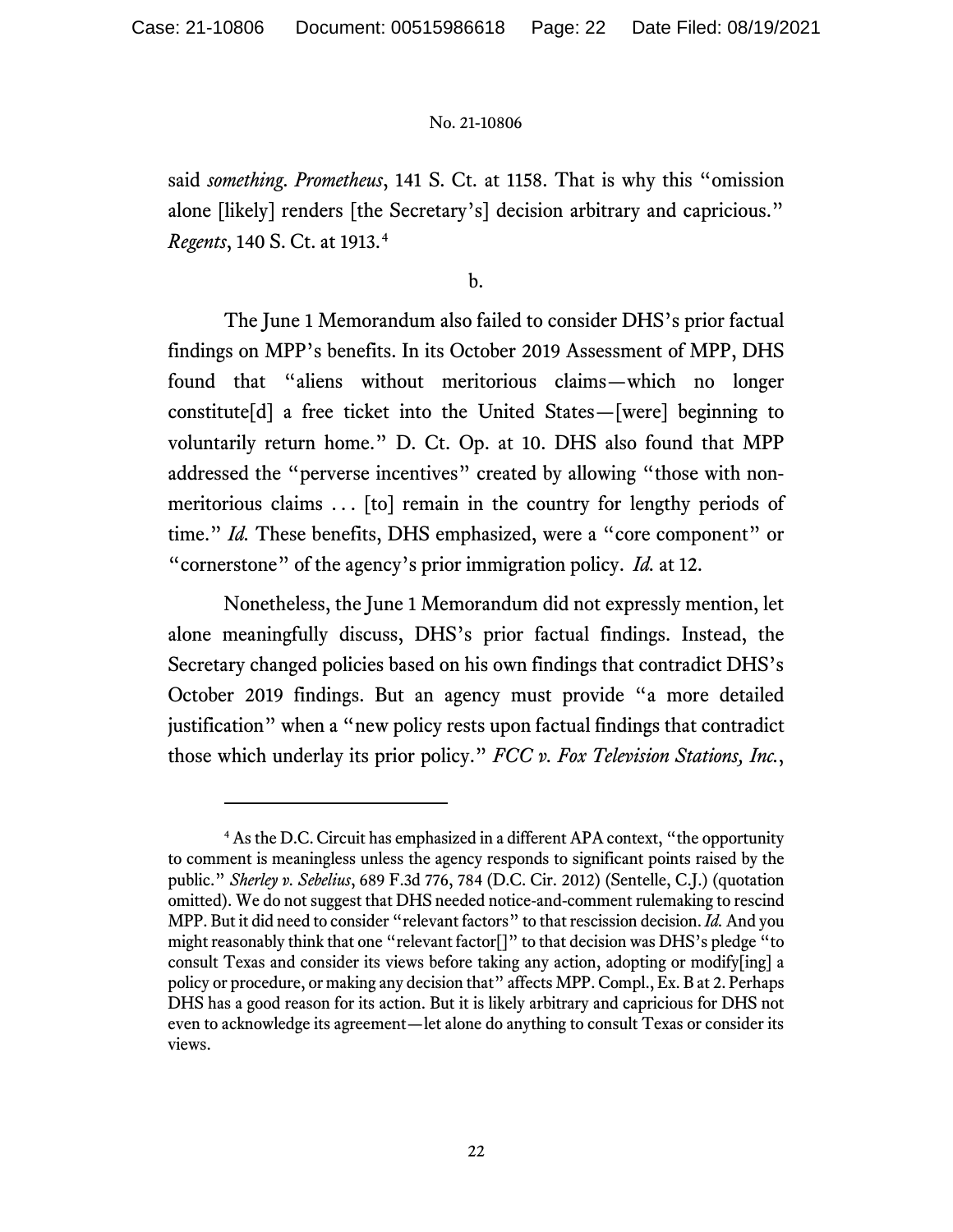said *something*. *Prometheus*, 141 S. Ct. at 1158. That is why this "omission alone [likely] renders [the Secretary's] decision arbitrary and capricious." *Regents*, 140 S. Ct. at 1913.[4]

b.

The June 1 Memorandum also failed to consider DHS's prior factual findings on MPP's benefits. In its October 2019 Assessment of MPP, DHS found that "aliens without meritorious claims—which no longer constitute[d] a free ticket into the United States—[were] beginning to voluntarily return home." D. Ct. Op. at 10. DHS also found that MPP addressed the "perverse incentives" created by allowing "those with non-meritorious claims . . . [to] remain in the country for lengthy periods of time." *Id.* These benefits, DHS emphasized, were a "core component" or "cornerstone" of the agency's prior immigration policy. *Id.* at 12.

Nonetheless, the June 1 Memorandum did not expressly mention, let alone meaningfully discuss, DHS's prior factual findings. Instead, the Secretary changed policies based on his own findings that contradict DHS's October 2019 findings. But an agency must provide "a more detailed justification" when a "new policy rests upon factual findings that contradict those which underlay its prior policy." *FCC v. Fox Television Stations, Inc.*,

---

[4] As the D.C. Circuit has emphasized in a different APA context, "the opportunity to comment is meaningless unless the agency responds to significant points raised by the public." *Sherley v. Sebelius*, 689 F.3d 776, 784 (D.C. Cir. 2012) (Sentelle, C.J.) (quotation omitted). We do not suggest that DHS needed notice-and-comment rulemaking to rescind MPP. But it did need to consider "relevant factors" to that rescission decision. *Id.* And you might reasonably think that one "relevant factor[]" to that decision was DHS's pledge "to consult Texas and consider its views before taking any action, adopting or modify[ing] a policy or procedure, or making any decision that" affects MPP. Compl., Ex. B at 2. Perhaps DHS has a good reason for its action. But it is likely arbitrary and capricious for DHS not even to acknowledge its agreement—let alone do anything to consult Texas or consider its views.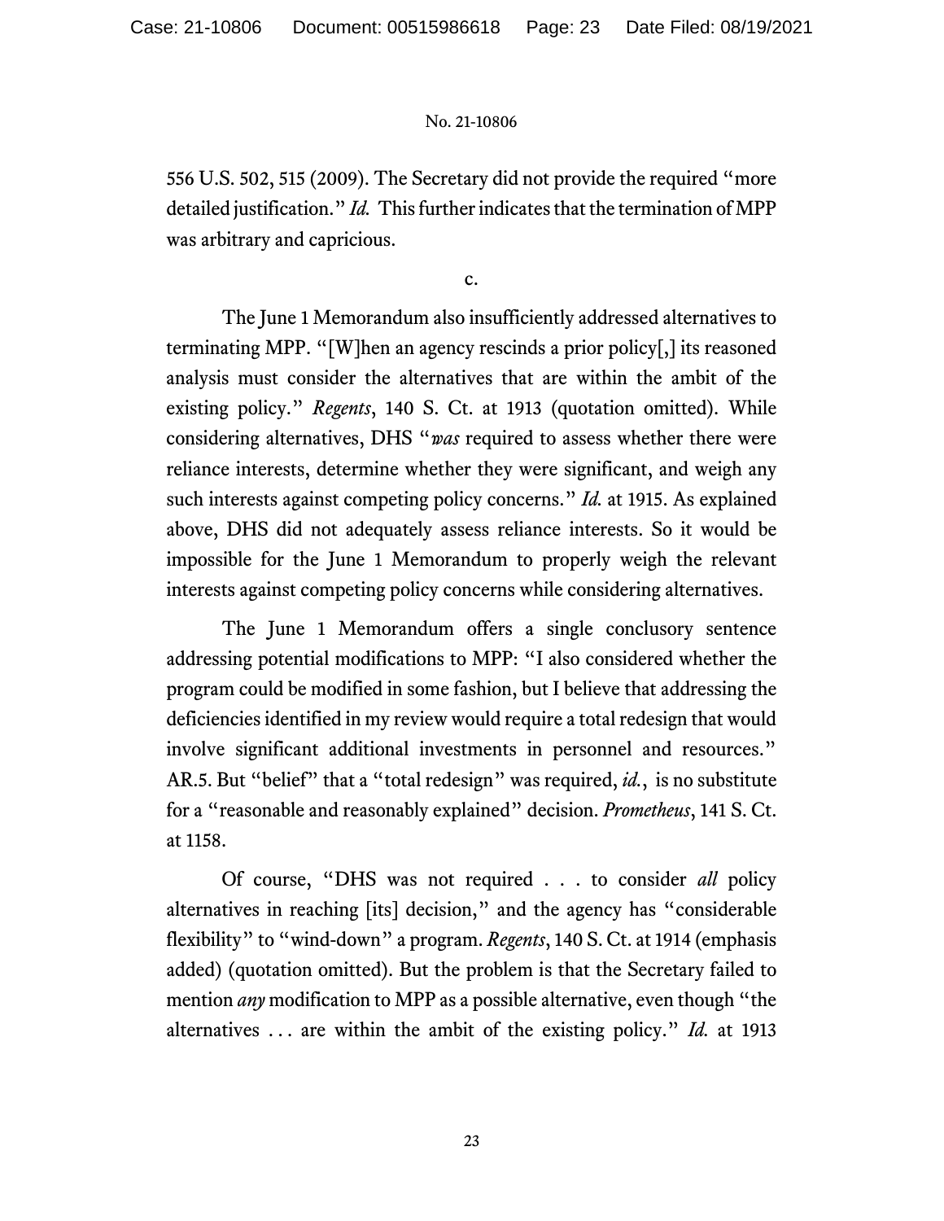556 U.S. 502, 515 (2009). The Secretary did not provide the required "more detailed justification." *Id.* This further indicates that the termination of MPP was arbitrary and capricious.

c.

The June 1 Memorandum also insufficiently addressed alternatives to terminating MPP. "[W]hen an agency rescinds a prior policy[,] its reasoned analysis must consider the alternatives that are within the ambit of the existing policy." *Regents*, 140 S. Ct. at 1913 (quotation omitted). While considering alternatives, DHS "*was* required to assess whether there were reliance interests, determine whether they were significant, and weigh any such interests against competing policy concerns." *Id.* at 1915. As explained above, DHS did not adequately assess reliance interests. So it would be impossible for the June 1 Memorandum to properly weigh the relevant interests against competing policy concerns while considering alternatives.

The June 1 Memorandum offers a single conclusory sentence addressing potential modifications to MPP: "I also considered whether the program could be modified in some fashion, but I believe that addressing the deficiencies identified in my review would require a total redesign that would involve significant additional investments in personnel and resources." AR.5. But "belief" that a "total redesign" was required, *id.*, is no substitute for a "reasonable and reasonably explained" decision. *Prometheus*, 141 S. Ct. at 1158.

Of course, "DHS was not required . . . to consider *all* policy alternatives in reaching [its] decision," and the agency has "considerable flexibility" to "wind-down" a program. *Regents*, 140 S. Ct. at 1914 (emphasis added) (quotation omitted). But the problem is that the Secretary failed to mention *any* modification to MPP as a possible alternative, even though "the alternatives . . . are within the ambit of the existing policy." *Id.* at 1913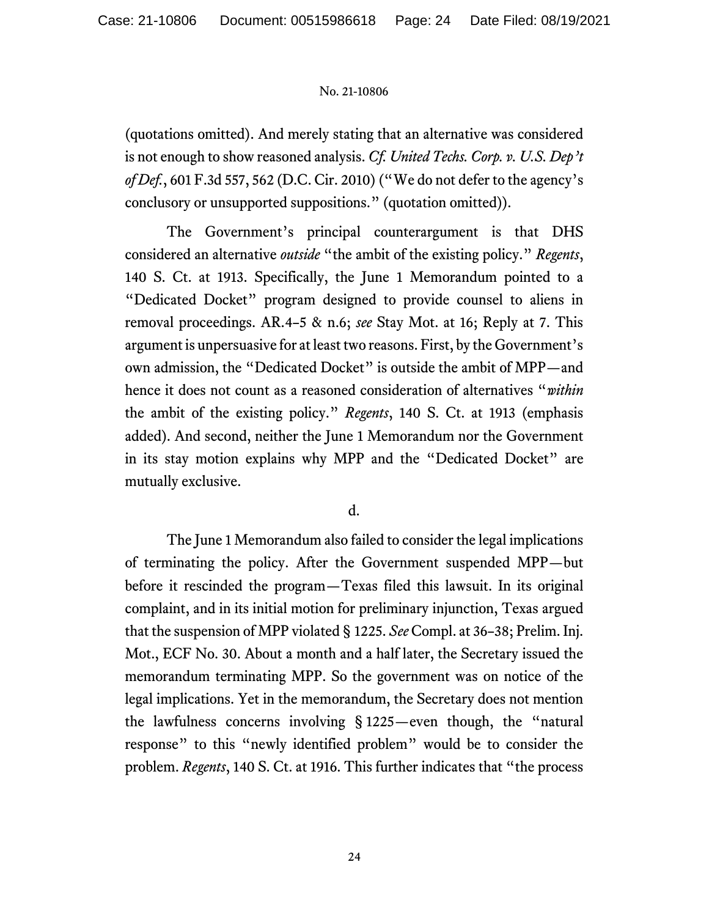(quotations omitted). And merely stating that an alternative was considered is not enough to show reasoned analysis. *Cf. United Techs. Corp. v. U.S. Dep't of Def.*, 601 F.3d 557, 562 (D.C. Cir. 2010) ("We do not defer to the agency's conclusory or unsupported suppositions." (quotation omitted)).

The Government's principal counterargument is that DHS considered an alternative *outside* "the ambit of the existing policy." *Regents*, 140 S. Ct. at 1913. Specifically, the June 1 Memorandum pointed to a "Dedicated Docket" program designed to provide counsel to aliens in removal proceedings. AR.4–5 & n.6; *see* Stay Mot. at 16; Reply at 7. This argument is unpersuasive for at least two reasons. First, by the Government's own admission, the "Dedicated Docket" is outside the ambit of MPP—and hence it does not count as a reasoned consideration of alternatives "*within* the ambit of the existing policy." *Regents*, 140 S. Ct. at 1913 (emphasis added). And second, neither the June 1 Memorandum nor the Government in its stay motion explains why MPP and the "Dedicated Docket" are mutually exclusive.

d.

The June 1 Memorandum also failed to consider the legal implications of terminating the policy. After the Government suspended MPP—but before it rescinded the program—Texas filed this lawsuit. In its original complaint, and in its initial motion for preliminary injunction, Texas argued that the suspension of MPP violated § 1225. *See* Compl. at 36–38; Prelim. Inj. Mot., ECF No. 30. About a month and a half later, the Secretary issued the memorandum terminating MPP. So the government was on notice of the legal implications. Yet in the memorandum, the Secretary does not mention the lawfulness concerns involving § 1225—even though, the "natural response" to this "newly identified problem" would be to consider the problem. *Regents*, 140 S. Ct. at 1916. This further indicates that "the process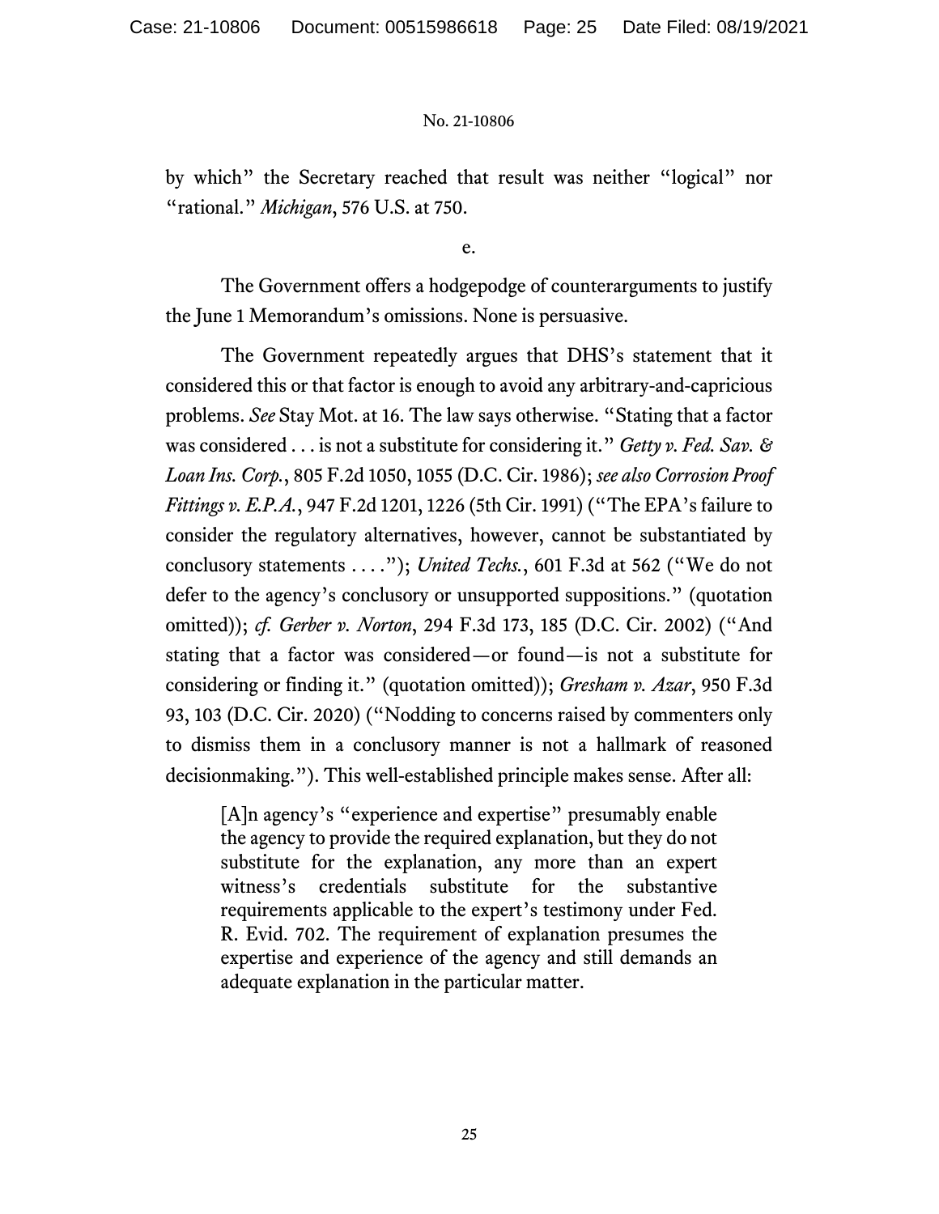by which" the Secretary reached that result was neither "logical" nor "rational." *Michigan*, 576 U.S. at 750.

e.

The Government offers a hodgepodge of counterarguments to justify the June 1 Memorandum's omissions. None is persuasive.

The Government repeatedly argues that DHS's statement that it considered this or that factor is enough to avoid any arbitrary-and-capricious problems. *See* Stay Mot. at 16. The law says otherwise. "Stating that a factor was considered . . . is not a substitute for considering it." *Getty v. Fed. Sav. & Loan Ins. Corp.*, 805 F.2d 1050, 1055 (D.C. Cir. 1986); *see also Corrosion Proof Fittings v. E.P.A.*, 947 F.2d 1201, 1226 (5th Cir. 1991) ("The EPA's failure to consider the regulatory alternatives, however, cannot be substantiated by conclusory statements . . . ."); *United Techs.*, 601 F.3d at 562 ("We do not defer to the agency's conclusory or unsupported suppositions." (quotation omitted)); *cf. Gerber v. Norton*, 294 F.3d 173, 185 (D.C. Cir. 2002) ("And stating that a factor was considered—or found—is not a substitute for considering or finding it." (quotation omitted)); *Gresham v. Azar*, 950 F.3d 93, 103 (D.C. Cir. 2020) ("Nodding to concerns raised by commenters only to dismiss them in a conclusory manner is not a hallmark of reasoned decisionmaking."). This well-established principle makes sense. After all:

> [A]n agency's "experience and expertise" presumably enable the agency to provide the required explanation, but they do not substitute for the explanation, any more than an expert witness's credentials substitute for the substantive requirements applicable to the expert's testimony under Fed. R. Evid. 702. The requirement of explanation presumes the expertise and experience of the agency and still demands an adequate explanation in the particular matter.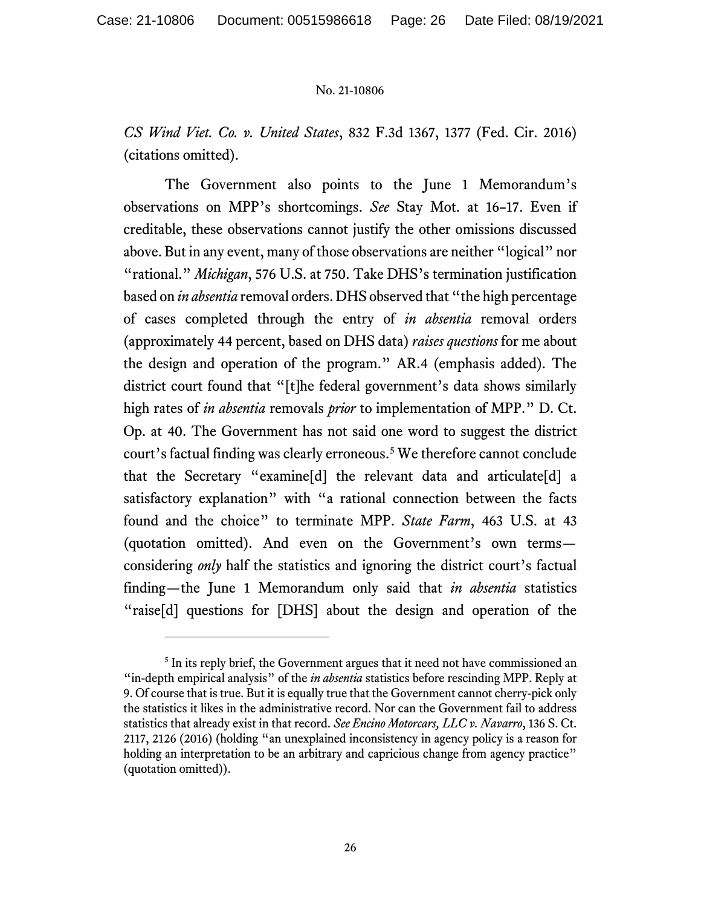*CS Wind Viet. Co. v. United States*, 832 F.3d 1367, 1377 (Fed. Cir. 2016) (citations omitted).

The Government also points to the June 1 Memorandum's observations on MPP's shortcomings. *See* Stay Mot. at 16–17. Even if creditable, these observations cannot justify the other omissions discussed above. But in any event, many of those observations are neither "logical" nor "rational." *Michigan*, 576 U.S. at 750. Take DHS's termination justification based on *in absentia* removal orders. DHS observed that "the high percentage of cases completed through the entry of *in absentia* removal orders (approximately 44 percent, based on DHS data) *raises questions* for me about the design and operation of the program." AR.4 (emphasis added). The district court found that "[t]he federal government's data shows similarly high rates of *in absentia* removals *prior* to implementation of MPP." D. Ct. Op. at 40. The Government has not said one word to suggest the district court's factual finding was clearly erroneous.[5] We therefore cannot conclude that the Secretary "examine[d] the relevant data and articulate[d] a satisfactory explanation" with "a rational connection between the facts found and the choice" to terminate MPP. *State Farm*, 463 U.S. at 43 (quotation omitted). And even on the Government's own terms—considering *only* half the statistics and ignoring the district court's factual finding—the June 1 Memorandum only said that *in absentia* statistics "raise[d] questions for [DHS] about the design and operation of the

---

[5] In its reply brief, the Government argues that it need not have commissioned an "in-depth empirical analysis" of the *in absentia* statistics before rescinding MPP. Reply at 9. Of course that is true. But it is equally true that the Government cannot cherry-pick only the statistics it likes in the administrative record. Nor can the Government fail to address statistics that already exist in that record. *See Encino Motorcars, LLC v. Navarro*, 136 S. Ct. 2117, 2126 (2016) (holding "an unexplained inconsistency in agency policy is a reason for holding an interpretation to be an arbitrary and capricious change from agency practice" (quotation omitted)).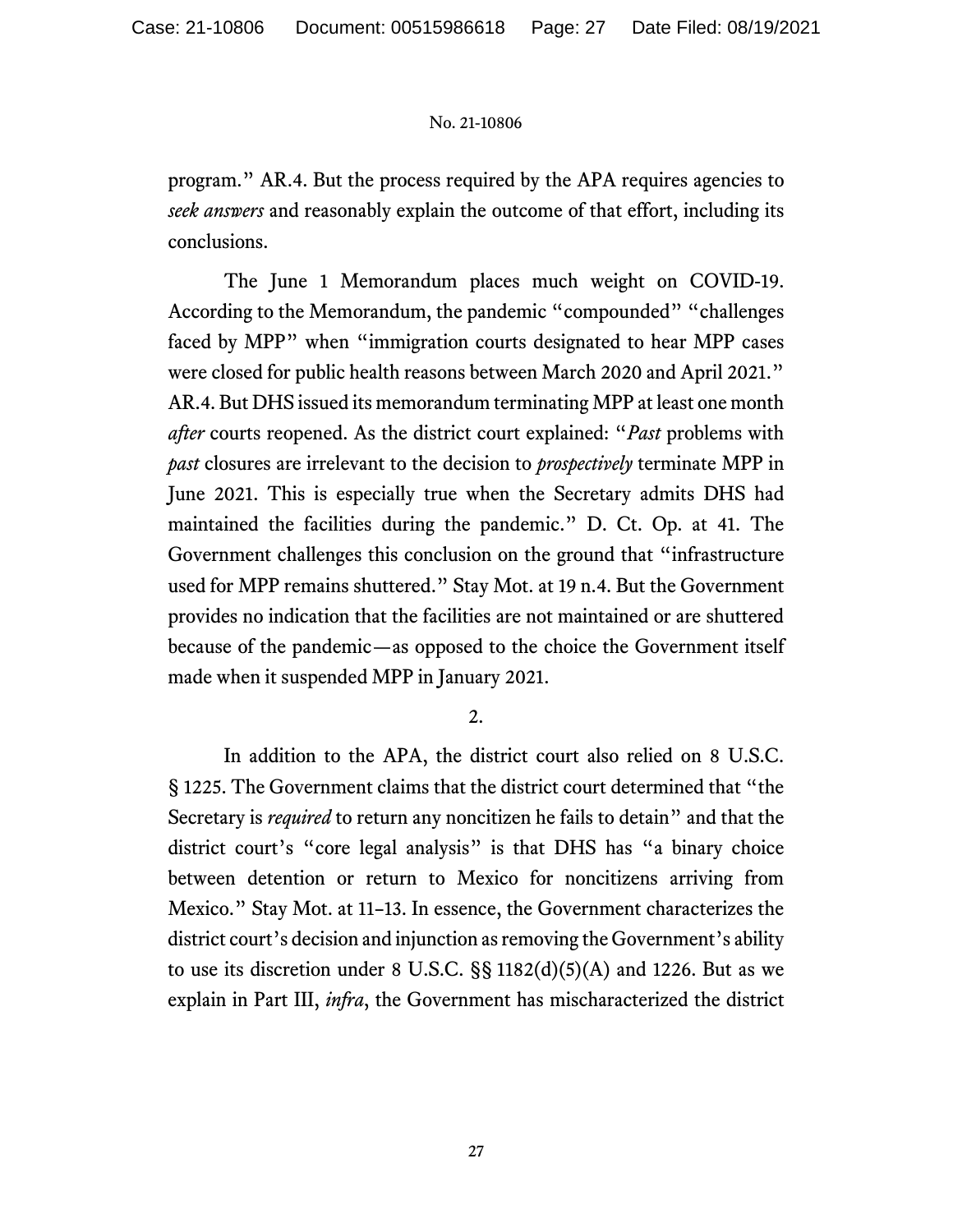program." AR.4. But the process required by the APA requires agencies to *seek answers* and reasonably explain the outcome of that effort, including its conclusions.

The June 1 Memorandum places much weight on COVID-19. According to the Memorandum, the pandemic "compounded" "challenges faced by MPP" when "immigration courts designated to hear MPP cases were closed for public health reasons between March 2020 and April 2021." AR.4. But DHS issued its memorandum terminating MPP at least one month *after* courts reopened. As the district court explained: "*Past* problems with *past* closures are irrelevant to the decision to *prospectively* terminate MPP in June 2021. This is especially true when the Secretary admits DHS had maintained the facilities during the pandemic." D. Ct. Op. at 41. The Government challenges this conclusion on the ground that "infrastructure used for MPP remains shuttered." Stay Mot. at 19 n.4. But the Government provides no indication that the facilities are not maintained or are shuttered because of the pandemic—as opposed to the choice the Government itself made when it suspended MPP in January 2021.

2.

In addition to the APA, the district court also relied on 8 U.S.C. § 1225. The Government claims that the district court determined that "the Secretary is *required* to return any noncitizen he fails to detain" and that the district court's "core legal analysis" is that DHS has "a binary choice between detention or return to Mexico for noncitizens arriving from Mexico." Stay Mot. at 11–13. In essence, the Government characterizes the district court's decision and injunction as removing the Government's ability to use its discretion under 8 U.S.C. §§ 1182(d)(5)(A) and 1226. But as we explain in Part III, *infra*, the Government has mischaracterized the district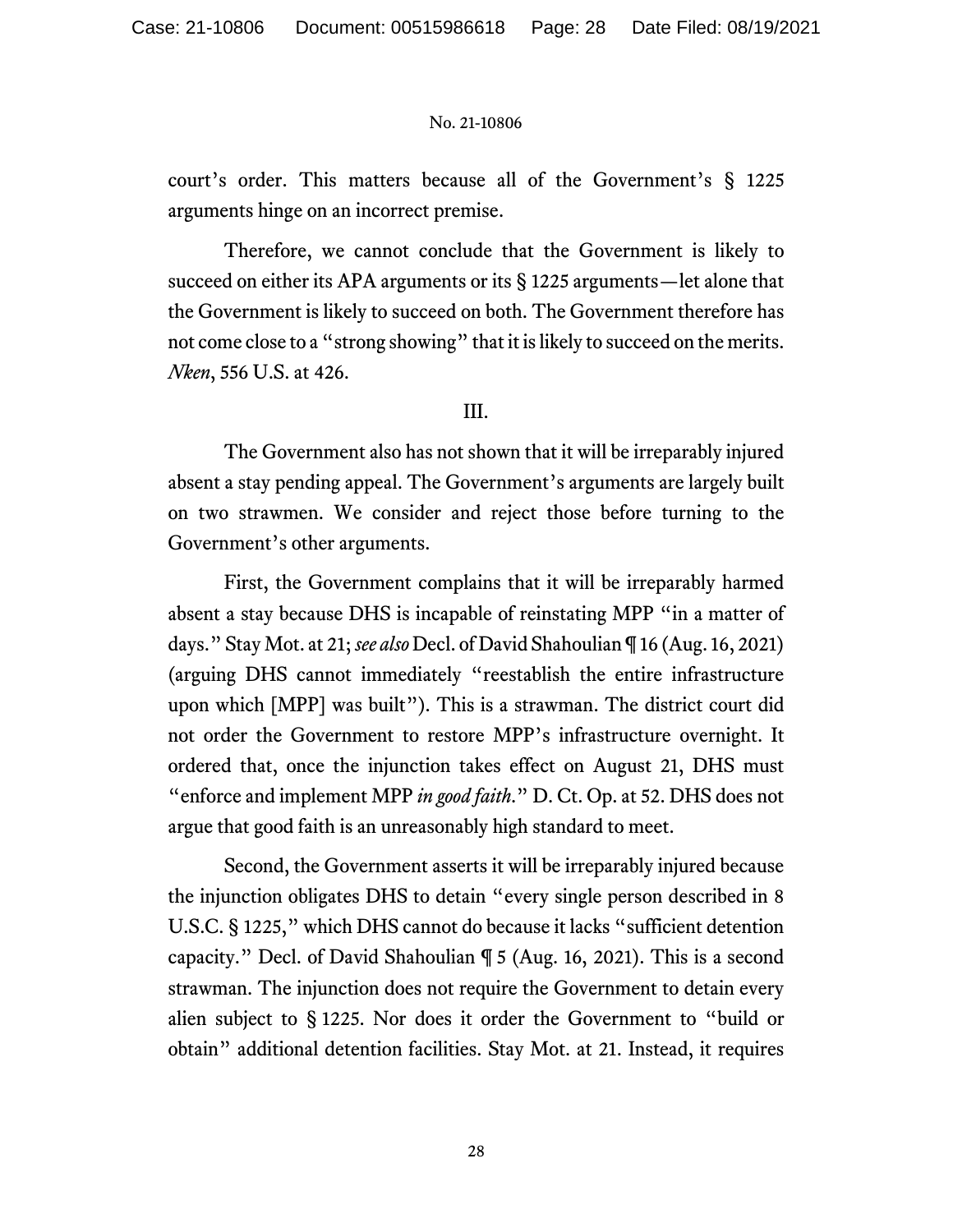court's order. This matters because all of the Government's § 1225 arguments hinge on an incorrect premise.

Therefore, we cannot conclude that the Government is likely to succeed on either its APA arguments or its § 1225 arguments—let alone that the Government is likely to succeed on both. The Government therefore has not come close to a "strong showing" that it is likely to succeed on the merits. *Nken*, 556 U.S. at 426.

## III.

The Government also has not shown that it will be irreparably injured absent a stay pending appeal. The Government's arguments are largely built on two strawmen. We consider and reject those before turning to the Government's other arguments.

First, the Government complains that it will be irreparably harmed absent a stay because DHS is incapable of reinstating MPP "in a matter of days." Stay Mot. at 21; *see also* Decl. of David Shahoulian ¶ 16 (Aug. 16, 2021) (arguing DHS cannot immediately "reestablish the entire infrastructure upon which [MPP] was built"). This is a strawman. The district court did not order the Government to restore MPP's infrastructure overnight. It ordered that, once the injunction takes effect on August 21, DHS must "enforce and implement MPP *in good faith*." D. Ct. Op. at 52. DHS does not argue that good faith is an unreasonably high standard to meet.

Second, the Government asserts it will be irreparably injured because the injunction obligates DHS to detain "every single person described in 8 U.S.C. § 1225," which DHS cannot do because it lacks "sufficient detention capacity." Decl. of David Shahoulian ¶ 5 (Aug. 16, 2021). This is a second strawman. The injunction does not require the Government to detain every alien subject to § 1225. Nor does it order the Government to "build or obtain" additional detention facilities. Stay Mot. at 21. Instead, it requires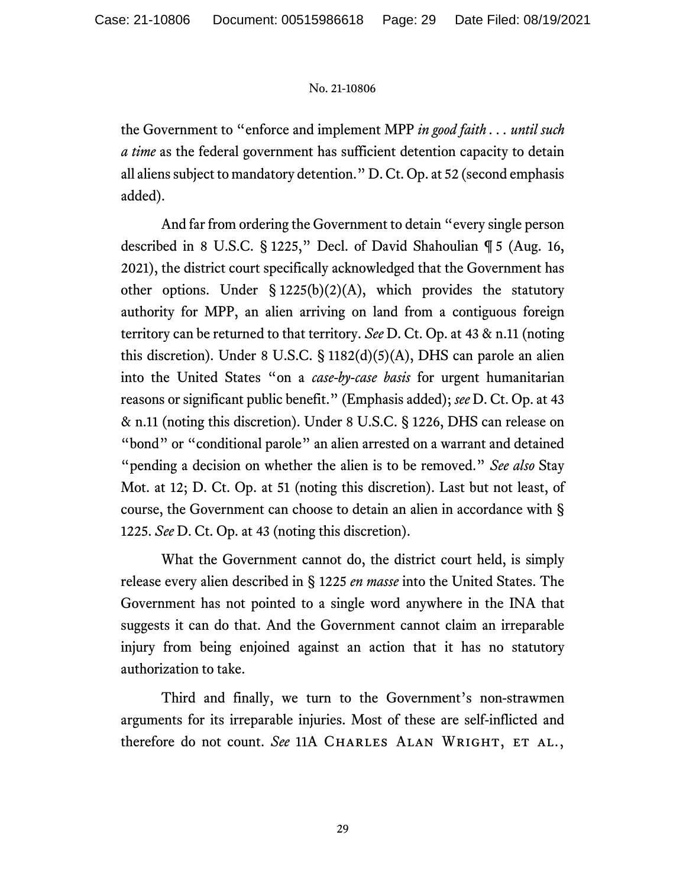the Government to "enforce and implement MPP *in good faith . . . until such a time* as the federal government has sufficient detention capacity to detain all aliens subject to mandatory detention." D. Ct. Op. at 52 (second emphasis added).

And far from ordering the Government to detain "every single person described in 8 U.S.C. § 1225," Decl. of David Shahoulian ¶ 5 (Aug. 16, 2021), the district court specifically acknowledged that the Government has other options. Under § 1225(b)(2)(A), which provides the statutory authority for MPP, an alien arriving on land from a contiguous foreign territory can be returned to that territory. *See* D. Ct. Op. at 43 & n.11 (noting this discretion). Under 8 U.S.C. § 1182(d)(5)(A), DHS can parole an alien into the United States "on a *case-by-case basis* for urgent humanitarian reasons or significant public benefit." (Emphasis added); *see* D. Ct. Op. at 43 & n.11 (noting this discretion). Under 8 U.S.C. § 1226, DHS can release on "bond" or "conditional parole" an alien arrested on a warrant and detained "pending a decision on whether the alien is to be removed." *See also* Stay Mot. at 12; D. Ct. Op. at 51 (noting this discretion). Last but not least, of course, the Government can choose to detain an alien in accordance with § 1225. *See* D. Ct. Op. at 43 (noting this discretion).

What the Government cannot do, the district court held, is simply release every alien described in § 1225 *en masse* into the United States. The Government has not pointed to a single word anywhere in the INA that suggests it can do that. And the Government cannot claim an irreparable injury from being enjoined against an action that it has no statutory authorization to take.

Third and finally, we turn to the Government's non-strawmen arguments for its irreparable injuries. Most of these are self-inflicted and therefore do not count. *See* 11A Charles Alan Wright, et al.,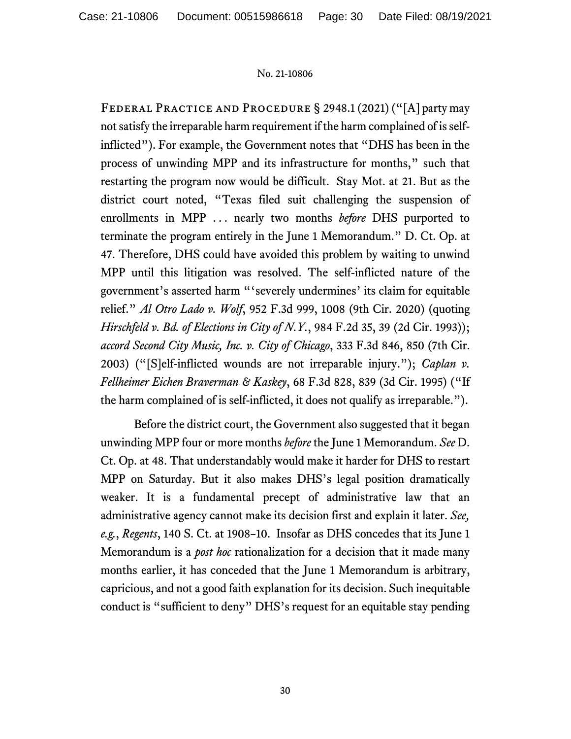FEDERAL PRACTICE AND PROCEDURE § 2948.1 (2021) ("[A] party may not satisfy the irreparable harm requirement if the harm complained of is self-inflicted"). For example, the Government notes that "DHS has been in the process of unwinding MPP and its infrastructure for months," such that restarting the program now would be difficult. Stay Mot. at 21. But as the district court noted, "Texas filed suit challenging the suspension of enrollments in MPP . . . nearly two months *before* DHS purported to terminate the program entirely in the June 1 Memorandum." D. Ct. Op. at 47. Therefore, DHS could have avoided this problem by waiting to unwind MPP until this litigation was resolved. The self-inflicted nature of the government's asserted harm "'severely undermines' its claim for equitable relief." *Al Otro Lado v. Wolf*, 952 F.3d 999, 1008 (9th Cir. 2020) (quoting *Hirschfeld v. Bd. of Elections in City of N.Y.*, 984 F.2d 35, 39 (2d Cir. 1993)); *accord Second City Music, Inc. v. City of Chicago*, 333 F.3d 846, 850 (7th Cir. 2003) ("[S]elf-inflicted wounds are not irreparable injury."); *Caplan v. Fellheimer Eichen Braverman & Kaskey*, 68 F.3d 828, 839 (3d Cir. 1995) ("If the harm complained of is self-inflicted, it does not qualify as irreparable.").

Before the district court, the Government also suggested that it began unwinding MPP four or more months *before* the June 1 Memorandum. *See* D. Ct. Op. at 48. That understandably would make it harder for DHS to restart MPP on Saturday. But it also makes DHS's legal position dramatically weaker. It is a fundamental precept of administrative law that an administrative agency cannot make its decision first and explain it later. *See, e.g.*, *Regents*, 140 S. Ct. at 1908–10. Insofar as DHS concedes that its June 1 Memorandum is a *post hoc* rationalization for a decision that it made many months earlier, it has conceded that the June 1 Memorandum is arbitrary, capricious, and not a good faith explanation for its decision. Such inequitable conduct is "sufficient to deny" DHS's request for an equitable stay pending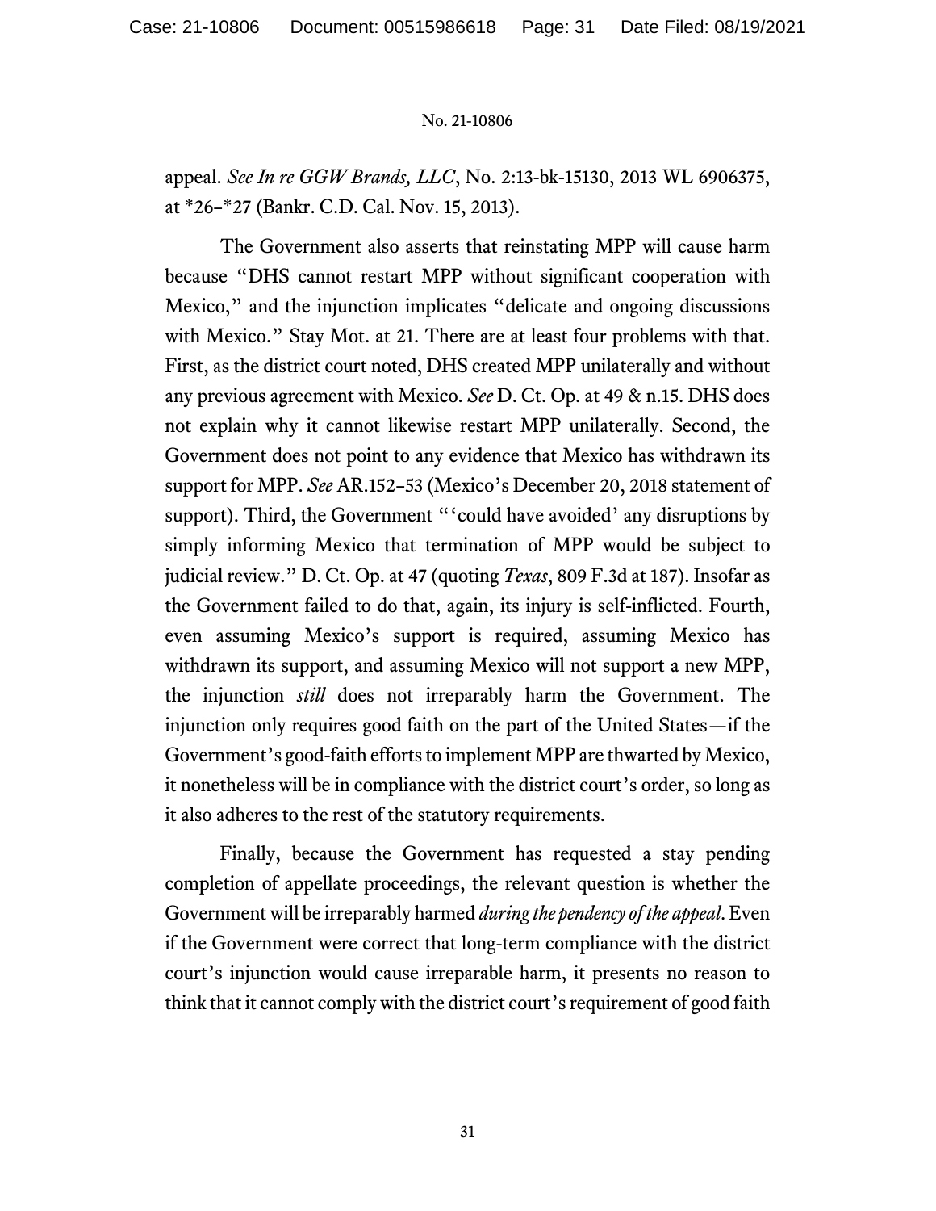appeal. *See In re GGW Brands, LLC*, No. 2:13-bk-15130, 2013 WL 6906375, at *26–*27 (Bankr. C.D. Cal. Nov. 15, 2013).

The Government also asserts that reinstating MPP will cause harm because "DHS cannot restart MPP without significant cooperation with Mexico," and the injunction implicates "delicate and ongoing discussions with Mexico." Stay Mot. at 21. There are at least four problems with that. First, as the district court noted, DHS created MPP unilaterally and without any previous agreement with Mexico. *See* D. Ct. Op. at 49 & n.15. DHS does not explain why it cannot likewise restart MPP unilaterally. Second, the Government does not point to any evidence that Mexico has withdrawn its support for MPP. *See* AR.152–53 (Mexico's December 20, 2018 statement of support). Third, the Government "'could have avoided' any disruptions by simply informing Mexico that termination of MPP would be subject to judicial review." D. Ct. Op. at 47 (quoting *Texas*, 809 F.3d at 187). Insofar as the Government failed to do that, again, its injury is self-inflicted. Fourth, even assuming Mexico's support is required, assuming Mexico has withdrawn its support, and assuming Mexico will not support a new MPP, the injunction *still* does not irreparably harm the Government. The injunction only requires good faith on the part of the United States—if the Government's good-faith efforts to implement MPP are thwarted by Mexico, it nonetheless will be in compliance with the district court's order, so long as it also adheres to the rest of the statutory requirements.

Finally, because the Government has requested a stay pending completion of appellate proceedings, the relevant question is whether the Government will be irreparably harmed *during the pendency of the appeal*. Even if the Government were correct that long-term compliance with the district court's injunction would cause irreparable harm, it presents no reason to think that it cannot comply with the district court's requirement of good faith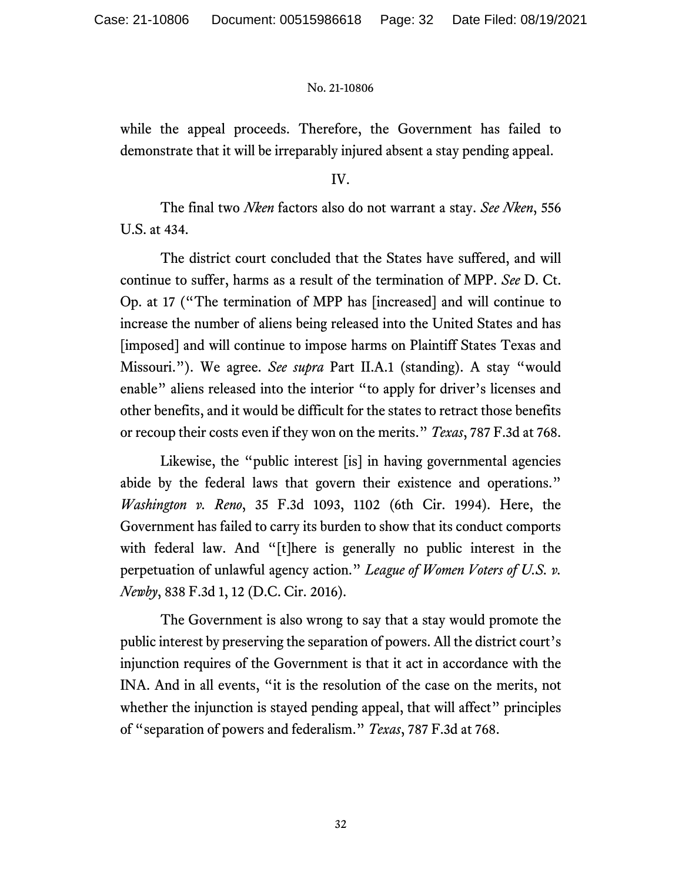while the appeal proceeds. Therefore, the Government has failed to demonstrate that it will be irreparably injured absent a stay pending appeal.

IV.

The final two *Nken* factors also do not warrant a stay. *See Nken*, 556 U.S. at 434.

The district court concluded that the States have suffered, and will continue to suffer, harms as a result of the termination of MPP. *See* D. Ct. Op. at 17 ("The termination of MPP has [increased] and will continue to increase the number of aliens being released into the United States and has [imposed] and will continue to impose harms on Plaintiff States Texas and Missouri."). We agree. *See supra* Part II.A.1 (standing). A stay "would enable" aliens released into the interior "to apply for driver's licenses and other benefits, and it would be difficult for the states to retract those benefits or recoup their costs even if they won on the merits." *Texas*, 787 F.3d at 768.

Likewise, the "public interest [is] in having governmental agencies abide by the federal laws that govern their existence and operations." *Washington v. Reno*, 35 F.3d 1093, 1102 (6th Cir. 1994). Here, the Government has failed to carry its burden to show that its conduct comports with federal law. And "[t]here is generally no public interest in the perpetuation of unlawful agency action." *League of Women Voters of U.S. v. Newby*, 838 F.3d 1, 12 (D.C. Cir. 2016).

The Government is also wrong to say that a stay would promote the public interest by preserving the separation of powers. All the district court's injunction requires of the Government is that it act in accordance with the INA. And in all events, "it is the resolution of the case on the merits, not whether the injunction is stayed pending appeal, that will affect" principles of "separation of powers and federalism." *Texas*, 787 F.3d at 768.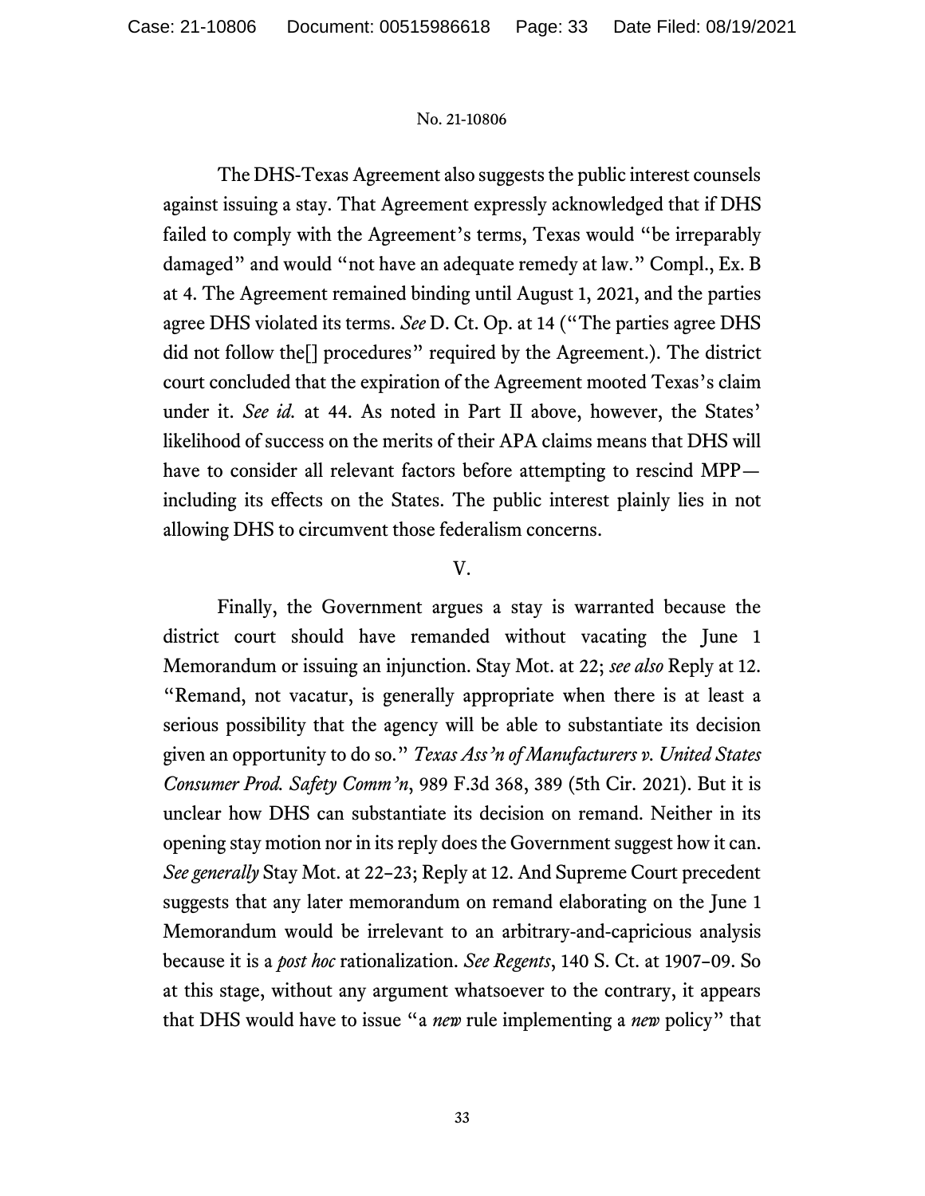The DHS-Texas Agreement also suggests the public interest counsels against issuing a stay. That Agreement expressly acknowledged that if DHS failed to comply with the Agreement's terms, Texas would "be irreparably damaged" and would "not have an adequate remedy at law." Compl., Ex. B at 4. The Agreement remained binding until August 1, 2021, and the parties agree DHS violated its terms. *See* D. Ct. Op. at 14 ("The parties agree DHS did not follow the[] procedures" required by the Agreement.). The district court concluded that the expiration of the Agreement mooted Texas's claim under it. *See id.* at 44. As noted in Part II above, however, the States' likelihood of success on the merits of their APA claims means that DHS will have to consider all relevant factors before attempting to rescind MPP—including its effects on the States. The public interest plainly lies in not allowing DHS to circumvent those federalism concerns.

V.

Finally, the Government argues a stay is warranted because the district court should have remanded without vacating the June 1 Memorandum or issuing an injunction. Stay Mot. at 22; *see also* Reply at 12. "Remand, not vacatur, is generally appropriate when there is at least a serious possibility that the agency will be able to substantiate its decision given an opportunity to do so." *Texas Ass'n of Manufacturers v. United States Consumer Prod. Safety Comm'n*, 989 F.3d 368, 389 (5th Cir. 2021). But it is unclear how DHS can substantiate its decision on remand. Neither in its opening stay motion nor in its reply does the Government suggest how it can. *See generally* Stay Mot. at 22–23; Reply at 12. And Supreme Court precedent suggests that any later memorandum on remand elaborating on the June 1 Memorandum would be irrelevant to an arbitrary-and-capricious analysis because it is a *post hoc* rationalization. *See Regents*, 140 S. Ct. at 1907–09. So at this stage, without any argument whatsoever to the contrary, it appears that DHS would have to issue "a *new* rule implementing a *new* policy" that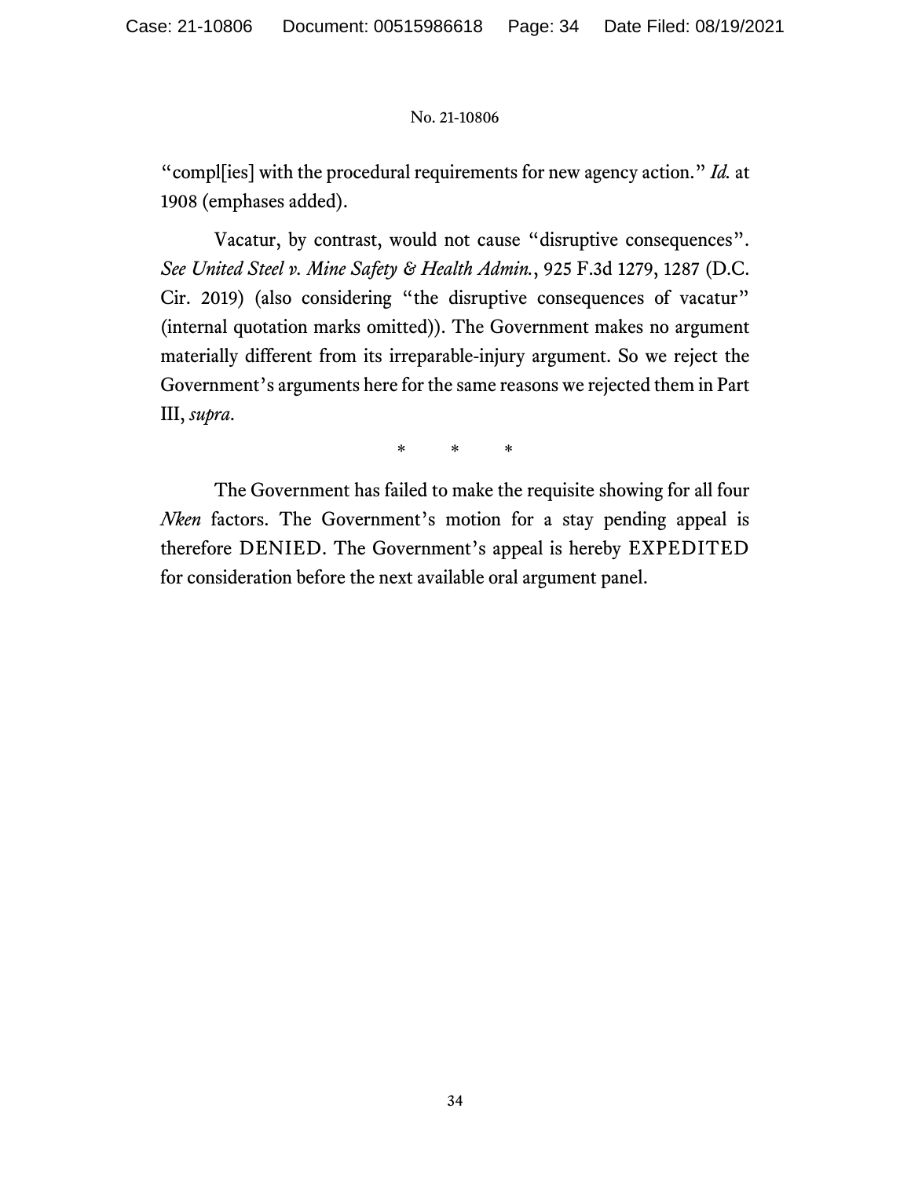"compl[ies] with the procedural requirements for new agency action." *Id.* at 1908 (emphases added).

Vacatur, by contrast, would not cause "disruptive consequences". *See United Steel v. Mine Safety & Health Admin.*, 925 F.3d 1279, 1287 (D.C. Cir. 2019) (also considering "the disruptive consequences of vacatur" (internal quotation marks omitted)). The Government makes no argument materially different from its irreparable-injury argument. So we reject the Government's arguments here for the same reasons we rejected them in Part III, *supra*.

\* \* \*

The Government has failed to make the requisite showing for all four *Nken* factors. The Government's motion for a stay pending appeal is therefore DENIED. The Government's appeal is hereby EXPEDITED for consideration before the next available oral argument panel.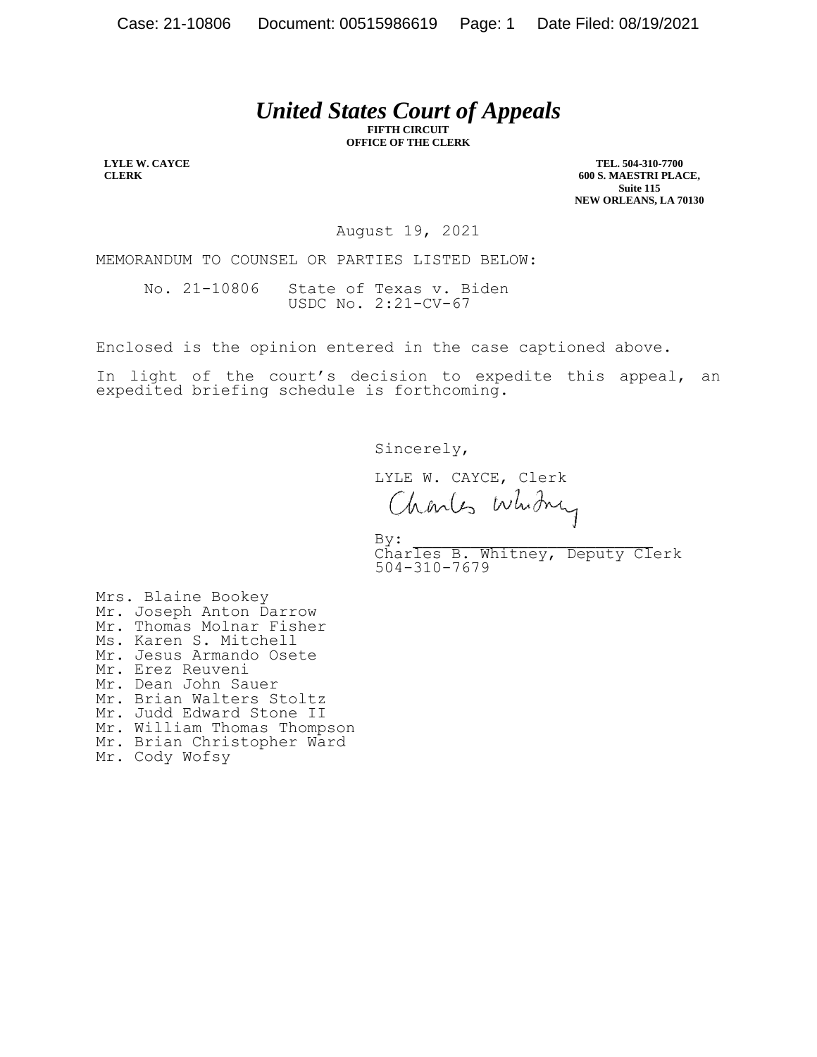# *United States Court of Appeals*

**FIFTH CIRCUIT**
**OFFICE OF THE CLERK**

**LYLE W. CAYCE**
**CLERK**

**TEL. 504-310-7700**
**600 S. MAESTRI PLACE,**
**Suite 115**
**NEW ORLEANS, LA 70130**

August 19, 2021

MEMORANDUM TO COUNSEL OR PARTIES LISTED BELOW:

No. 21-10806 State of Texas v. Biden
USDC No. 2:21-CV-67

Enclosed is the opinion entered in the case captioned above.

In light of the court's decision to expedite this appeal, an expedited briefing schedule is forthcoming.

Sincerely,

LYLE W. CAYCE, Clerk

By: Charles Whitney
Charles B. Whitney, Deputy Clerk
504-310-7679

Mrs. Blaine Bookey
Mr. Joseph Anton Darrow
Mr. Thomas Molnar Fisher
Ms. Karen S. Mitchell
Mr. Jesus Armando Osete
Mr. Erez Reuveni
Mr. Dean John Sauer
Mr. Brian Walters Stoltz
Mr. Judd Edward Stone II
Mr. William Thomas Thompson
Mr. Brian Christopher Ward
Mr. Cody Wofsy